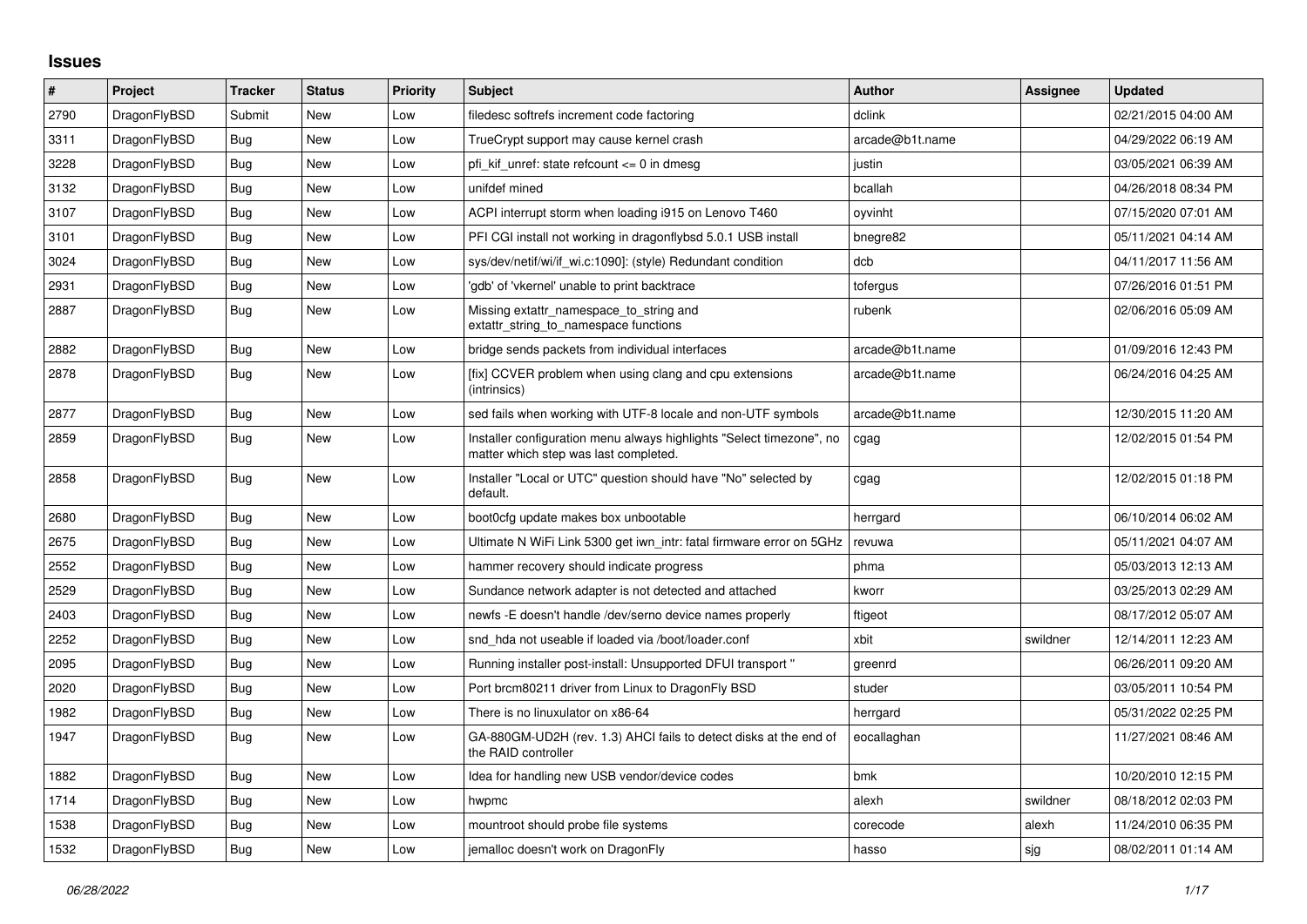## Issues

| # | Project | Tracker | Status | Priority | Subject | Author | Assignee | Updated |
|---|---|---|---|---|---|---|---|---|
| 2790 | DragonFlyBSD | Submit | New | Low | filedesc softrefs increment code factoring | dclink | | 02/21/2015 04:00 AM |
| 3311 | DragonFlyBSD | Bug | New | Low | TrueCrypt support may cause kernel crash | arcade@b1t.name | | 04/29/2022 06:19 AM |
| 3228 | DragonFlyBSD | Bug | New | Low | pfi_kif_unref: state refcount <= 0 in dmesg | justin | | 03/05/2021 06:39 AM |
| 3132 | DragonFlyBSD | Bug | New | Low | unifdef mined | bcallah | | 04/26/2018 08:34 PM |
| 3107 | DragonFlyBSD | Bug | New | Low | ACPI interrupt storm when loading i915 on Lenovo T460 | oyvinht | | 07/15/2020 07:01 AM |
| 3101 | DragonFlyBSD | Bug | New | Low | PFI CGI install not working in dragonflybsd 5.0.1 USB install | bnegre82 | | 05/11/2021 04:14 AM |
| 3024 | DragonFlyBSD | Bug | New | Low | sys/dev/netif/wi/if_wi.c:1090]: (style) Redundant condition | dcb | | 04/11/2017 11:56 AM |
| 2931 | DragonFlyBSD | Bug | New | Low | 'gdb' of 'vkernel' unable to print backtrace | tofergus | | 07/26/2016 01:51 PM |
| 2887 | DragonFlyBSD | Bug | New | Low | Missing extattr_namespace_to_string and extattr_string_to_namespace functions | rubenk | | 02/06/2016 05:09 AM |
| 2882 | DragonFlyBSD | Bug | New | Low | bridge sends packets from individual interfaces | arcade@b1t.name | | 01/09/2016 12:43 PM |
| 2878 | DragonFlyBSD | Bug | New | Low | [fix] CCVER problem when using clang and cpu extensions (intrinsics) | arcade@b1t.name | | 06/24/2016 04:25 AM |
| 2877 | DragonFlyBSD | Bug | New | Low | sed fails when working with UTF-8 locale and non-UTF symbols | arcade@b1t.name | | 12/30/2015 11:20 AM |
| 2859 | DragonFlyBSD | Bug | New | Low | Installer configuration menu always highlights "Select timezone", no matter which step was last completed. | cgag | | 12/02/2015 01:54 PM |
| 2858 | DragonFlyBSD | Bug | New | Low | Installer "Local or UTC" question should have "No" selected by default. | cgag | | 12/02/2015 01:18 PM |
| 2680 | DragonFlyBSD | Bug | New | Low | boot0cfg update makes box unbootable | herrgard | | 06/10/2014 06:02 AM |
| 2675 | DragonFlyBSD | Bug | New | Low | Ultimate N WiFi Link 5300 get iwn_intr: fatal firmware error on 5GHz | revuwa | | 05/11/2021 04:07 AM |
| 2552 | DragonFlyBSD | Bug | New | Low | hammer recovery should indicate progress | phma | | 05/03/2013 12:13 AM |
| 2529 | DragonFlyBSD | Bug | New | Low | Sundance network adapter is not detected and attached | kworr | | 03/25/2013 02:29 AM |
| 2403 | DragonFlyBSD | Bug | New | Low | newfs -E doesn't handle /dev/serno device names properly | ftigeot | | 08/17/2012 05:07 AM |
| 2252 | DragonFlyBSD | Bug | New | Low | snd_hda not useable if loaded via /boot/loader.conf | xbit | swildner | 12/14/2011 12:23 AM |
| 2095 | DragonFlyBSD | Bug | New | Low | Running installer post-install: Unsupported DFUI transport " | greenrd | | 06/26/2011 09:20 AM |
| 2020 | DragonFlyBSD | Bug | New | Low | Port brcm80211 driver from Linux to DragonFly BSD | studer | | 03/05/2011 10:54 PM |
| 1982 | DragonFlyBSD | Bug | New | Low | There is no linuxulator on x86-64 | herrgard | | 05/31/2022 02:25 PM |
| 1947 | DragonFlyBSD | Bug | New | Low | GA-880GM-UD2H (rev. 1.3) AHCI fails to detect disks at the end of the RAID controller | eocallaghan | | 11/27/2021 08:46 AM |
| 1882 | DragonFlyBSD | Bug | New | Low | Idea for handling new USB vendor/device codes | bmk | | 10/20/2010 12:15 PM |
| 1714 | DragonFlyBSD | Bug | New | Low | hwpmc | alexh | swildner | 08/18/2012 02:03 PM |
| 1538 | DragonFlyBSD | Bug | New | Low | mountroot should probe file systems | corecode | alexh | 11/24/2010 06:35 PM |
| 1532 | DragonFlyBSD | Bug | New | Low | jemalloc doesn't work on DragonFly | hasso | sjg | 08/02/2011 01:14 AM |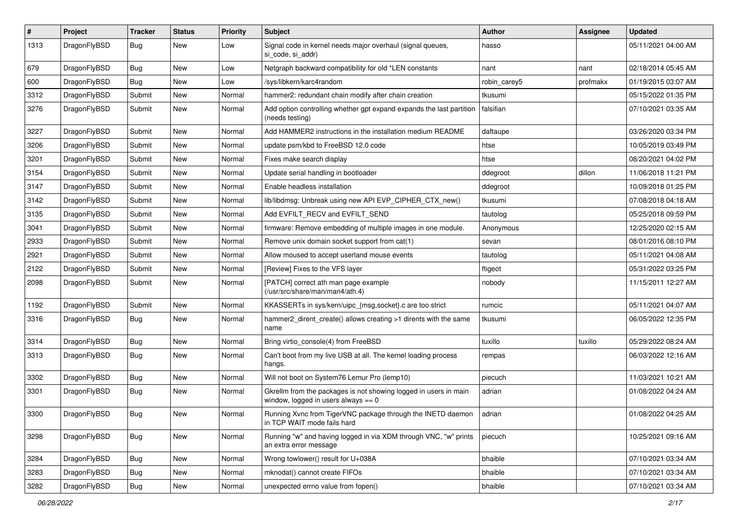| # | Project | Tracker | Status | Priority | Subject | Author | Assignee | Updated |
|---|---|---|---|---|---|---|---|---|
| 1313 | DragonFlyBSD | Bug | New | Low | Signal code in kernel needs major overhaul (signal queues, si_code, si_addr) | hasso | | 05/11/2021 04:00 AM |
| 679 | DragonFlyBSD | Bug | New | Low | Netgraph backward compatibility for old *LEN constants | nant | nant | 02/18/2014 05:45 AM |
| 600 | DragonFlyBSD | Bug | New | Low | /sys/libkern/karc4random | robin_carey5 | profmakx | 01/19/2015 03:07 AM |
| 3312 | DragonFlyBSD | Submit | New | Normal | hammer2: redundant chain modify after chain creation | tkusumi | | 05/15/2022 01:35 PM |
| 3276 | DragonFlyBSD | Submit | New | Normal | Add option controlling whether gpt expand expands the last partition (needs testing) | falsifian | | 07/10/2021 03:35 AM |
| 3227 | DragonFlyBSD | Submit | New | Normal | Add HAMMER2 instructions in the installation medium README | daftaupe | | 03/26/2020 03:34 PM |
| 3206 | DragonFlyBSD | Submit | New | Normal | update psm/kbd to FreeBSD 12.0 code | htse | | 10/05/2019 03:49 PM |
| 3201 | DragonFlyBSD | Submit | New | Normal | Fixes make search display | htse | | 08/20/2021 04:02 PM |
| 3154 | DragonFlyBSD | Submit | New | Normal | Update serial handling in bootloader | ddegroot | dillon | 11/06/2018 11:21 PM |
| 3147 | DragonFlyBSD | Submit | New | Normal | Enable headless installation | ddegroot | | 10/09/2018 01:25 PM |
| 3142 | DragonFlyBSD | Submit | New | Normal | lib/libdmsg: Unbreak using new API EVP_CIPHER_CTX_new() | tkusumi | | 07/08/2018 04:18 AM |
| 3135 | DragonFlyBSD | Submit | New | Normal | Add EVFILT_RECV and EVFILT_SEND | tautolog | | 05/25/2018 09:59 PM |
| 3041 | DragonFlyBSD | Submit | New | Normal | firmware: Remove embedding of multiple images in one module. | Anonymous | | 12/25/2020 02:15 AM |
| 2933 | DragonFlyBSD | Submit | New | Normal | Remove unix domain socket support from cat(1) | sevan | | 08/01/2016 08:10 PM |
| 2921 | DragonFlyBSD | Submit | New | Normal | Allow moused to accept userland mouse events | tautolog | | 05/11/2021 04:08 AM |
| 2122 | DragonFlyBSD | Submit | New | Normal | [Review] Fixes to the VFS layer | ftigeot | | 05/31/2022 03:25 PM |
| 2098 | DragonFlyBSD | Submit | New | Normal | [PATCH] correct ath man page example (/usr/src/share/man/man4/ath.4) | nobody | | 11/15/2011 12:27 AM |
| 1192 | DragonFlyBSD | Submit | New | Normal | KKASSERTs in sys/kern/uipc_{msg,socket}.c are too strict | rumcic | | 05/11/2021 04:07 AM |
| 3316 | DragonFlyBSD | Bug | New | Normal | hammer2_dirent_create() allows creating >1 dirents with the same name | tkusumi | | 06/05/2022 12:35 PM |
| 3314 | DragonFlyBSD | Bug | New | Normal | Bring virtio_console(4) from FreeBSD | tuxillo | tuxillo | 05/29/2022 08:24 AM |
| 3313 | DragonFlyBSD | Bug | New | Normal | Can't boot from my live USB at all. The kernel loading process hangs. | rempas | | 06/03/2022 12:16 AM |
| 3302 | DragonFlyBSD | Bug | New | Normal | Will not boot on System76 Lemur Pro (lemp10) | piecuch | | 11/03/2021 10:21 AM |
| 3301 | DragonFlyBSD | Bug | New | Normal | Gkrellm from the packages is not showing logged in users in main window, logged in users always == 0 | adrian | | 01/08/2022 04:24 AM |
| 3300 | DragonFlyBSD | Bug | New | Normal | Running Xvnc from TigerVNC package through the INETD daemon in TCP WAIT mode fails hard | adrian | | 01/08/2022 04:25 AM |
| 3298 | DragonFlyBSD | Bug | New | Normal | Running "w" and having logged in via XDM through VNC, "w" prints an extra error message | piecuch | | 10/25/2021 09:16 AM |
| 3284 | DragonFlyBSD | Bug | New | Normal | Wrong towlower() result for U+038A | bhaible | | 07/10/2021 03:34 AM |
| 3283 | DragonFlyBSD | Bug | New | Normal | mknodat() cannot create FIFOs | bhaible | | 07/10/2021 03:34 AM |
| 3282 | DragonFlyBSD | Bug | New | Normal | unexpected errno value from fopen() | bhaible | | 07/10/2021 03:34 AM |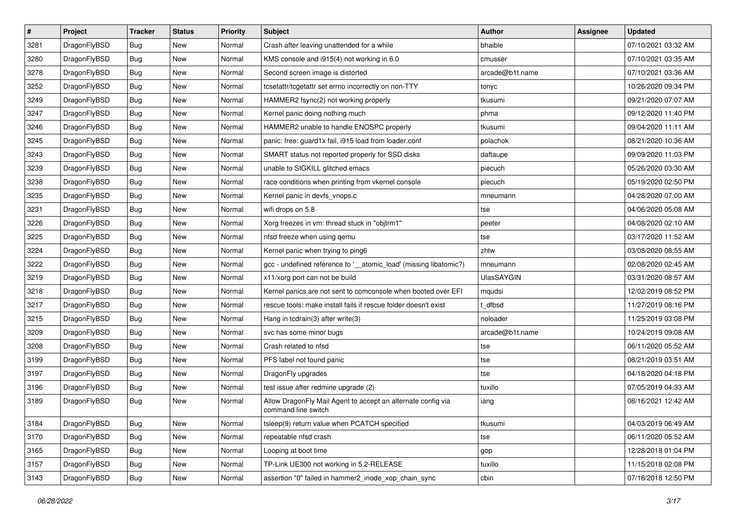| # | Project | Tracker | Status | Priority | Subject | Author | Assignee | Updated |
|---|---|---|---|---|---|---|---|---|
| 3281 | DragonFlyBSD | Bug | New | Normal | Crash after leaving unattended for a while | bhaible | | 07/10/2021 03:32 AM |
| 3280 | DragonFlyBSD | Bug | New | Normal | KMS console and i915(4) not working in 6.0 | cmusser | | 07/10/2021 03:35 AM |
| 3278 | DragonFlyBSD | Bug | New | Normal | Second screen image is distorted | arcade@b1t.name | | 07/10/2021 03:36 AM |
| 3252 | DragonFlyBSD | Bug | New | Normal | tcsetattr/tcgetattr set errno incorrectly on non-TTY | tonyc | | 10/26/2020 09:34 PM |
| 3249 | DragonFlyBSD | Bug | New | Normal | HAMMER2 fsync(2) not working properly | tkusumi | | 09/21/2020 07:07 AM |
| 3247 | DragonFlyBSD | Bug | New | Normal | Kernel panic doing nothing much | phma | | 09/12/2020 11:40 PM |
| 3246 | DragonFlyBSD | Bug | New | Normal | HAMMER2 unable to handle ENOSPC properly | tkusumi | | 09/04/2020 11:11 AM |
| 3245 | DragonFlyBSD | Bug | New | Normal | panic: free: guard1x fail, i915 load from loader.conf | polachok | | 08/21/2020 10:36 AM |
| 3243 | DragonFlyBSD | Bug | New | Normal | SMART status not reported properly for SSD disks | daftaupe | | 09/09/2020 11:03 PM |
| 3239 | DragonFlyBSD | Bug | New | Normal | unable to SIGKILL glitched emacs | piecuch | | 05/26/2020 03:30 AM |
| 3238 | DragonFlyBSD | Bug | New | Normal | race conditions when printing from vkernel console | piecuch | | 05/19/2020 02:50 PM |
| 3235 | DragonFlyBSD | Bug | New | Normal | Kernel panic in devfs_vnops.c | mneumann | | 04/28/2020 07:00 AM |
| 3231 | DragonFlyBSD | Bug | New | Normal | wifi drops on 5.8 | tse | | 04/06/2020 05:08 AM |
| 3226 | DragonFlyBSD | Bug | New | Normal | Xorg freezes in vm: thread stuck in "objtrm1" | peeter | | 04/08/2020 02:10 AM |
| 3225 | DragonFlyBSD | Bug | New | Normal | nfsd freeze when using qemu | tse | | 03/17/2020 11:52 AM |
| 3224 | DragonFlyBSD | Bug | New | Normal | Kernel panic when trying to ping6 | zhtw | | 03/08/2020 08:55 AM |
| 3222 | DragonFlyBSD | Bug | New | Normal | gcc - undefined reference to '__atomic_load' (missing libatomic?) | mneumann | | 02/08/2020 02:45 AM |
| 3219 | DragonFlyBSD | Bug | New | Normal | x11/xorg port can not be build | UlasSAYGIN | | 03/31/2020 08:57 AM |
| 3218 | DragonFlyBSD | Bug | New | Normal | Kernel panics are not sent to comconsole when booted over EFI | mqudsi | | 12/02/2019 08:52 PM |
| 3217 | DragonFlyBSD | Bug | New | Normal | rescue tools: make install fails if rescue folder doesn't exist | t_dfbsd | | 11/27/2019 08:16 PM |
| 3215 | DragonFlyBSD | Bug | New | Normal | Hang in tcdrain(3) after write(3) | noloader | | 11/25/2019 03:08 PM |
| 3209 | DragonFlyBSD | Bug | New | Normal | svc has some minor bugs | arcade@b1t.name | | 10/24/2019 09:08 AM |
| 3208 | DragonFlyBSD | Bug | New | Normal | Crash related to nfsd | tse | | 06/11/2020 05:52 AM |
| 3199 | DragonFlyBSD | Bug | New | Normal | PFS label not found panic | tse | | 08/21/2019 03:51 AM |
| 3197 | DragonFlyBSD | Bug | New | Normal | DragonFly upgrades | tse | | 04/18/2020 04:18 PM |
| 3196 | DragonFlyBSD | Bug | New | Normal | test issue after redmine upgrade (2) | tuxillo | | 07/05/2019 04:33 AM |
| 3189 | DragonFlyBSD | Bug | New | Normal | Allow DragonFly Mail Agent to accept an alternate config via command line switch | iang | | 08/16/2021 12:42 AM |
| 3184 | DragonFlyBSD | Bug | New | Normal | tsleep(9) return value when PCATCH specified | tkusumi | | 04/03/2019 06:49 AM |
| 3170 | DragonFlyBSD | Bug | New | Normal | repeatable nfsd crash | tse | | 06/11/2020 05:52 AM |
| 3165 | DragonFlyBSD | Bug | New | Normal | Looping at boot time | gop | | 12/28/2018 01:04 PM |
| 3157 | DragonFlyBSD | Bug | New | Normal | TP-Link UE300 not working in 5.2-RELEASE | tuxillo | | 11/15/2018 02:08 PM |
| 3143 | DragonFlyBSD | Bug | New | Normal | assertion "0" failed in hammer2_inode_xop_chain_sync | cbin | | 07/18/2018 12:50 PM |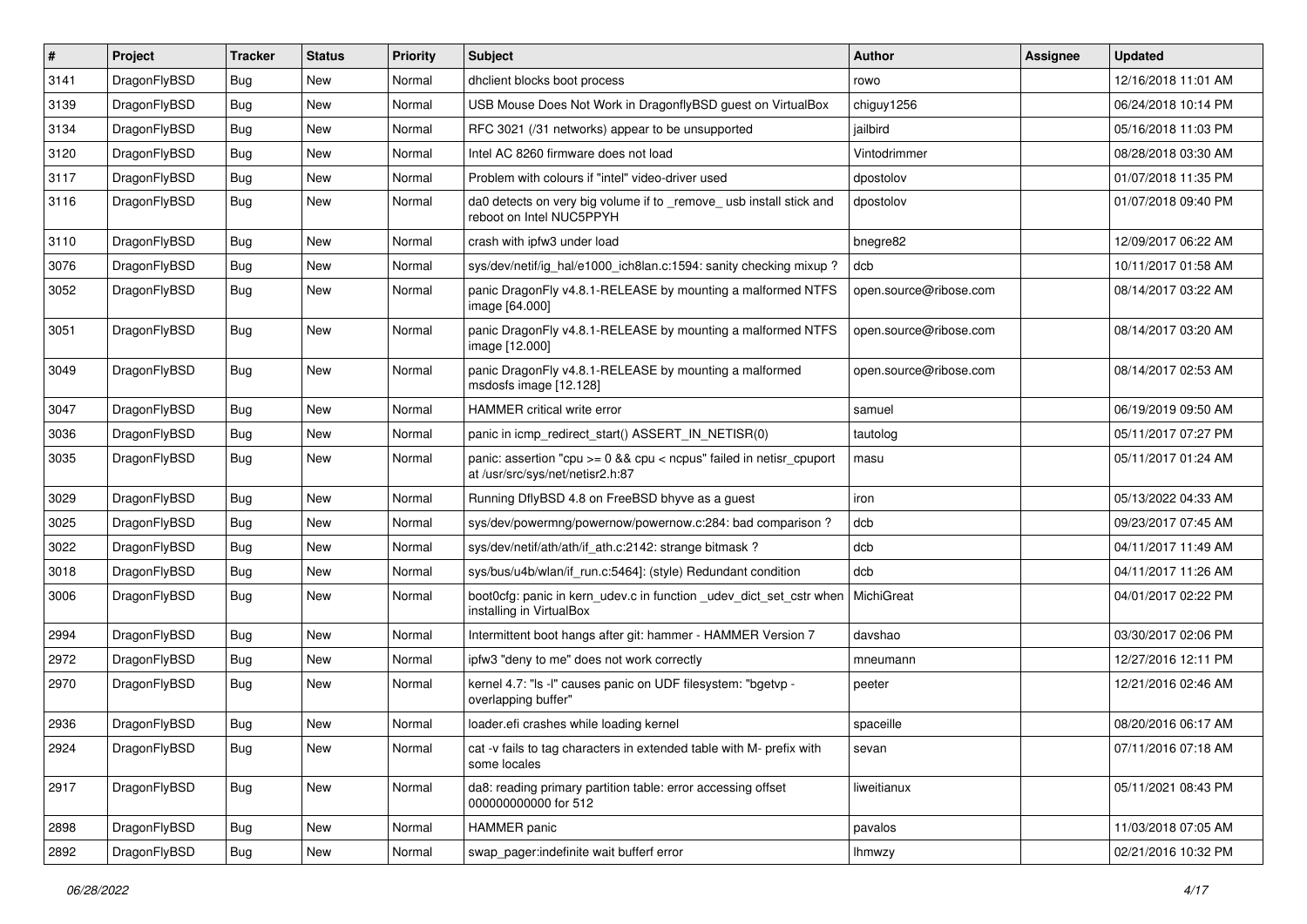| # | Project | Tracker | Status | Priority | Subject | Author | Assignee | Updated |
|---|---|---|---|---|---|---|---|---|
| 3141 | DragonFlyBSD | Bug | New | Normal | dhclient blocks boot process | rowo | | 12/16/2018 11:01 AM |
| 3139 | DragonFlyBSD | Bug | New | Normal | USB Mouse Does Not Work in DragonflyBSD guest on VirtualBox | chiguy1256 | | 06/24/2018 10:14 PM |
| 3134 | DragonFlyBSD | Bug | New | Normal | RFC 3021 (/31 networks) appear to be unsupported | jailbird | | 05/16/2018 11:03 PM |
| 3120 | DragonFlyBSD | Bug | New | Normal | Intel AC 8260 firmware does not load | Vintodrimmer | | 08/28/2018 03:30 AM |
| 3117 | DragonFlyBSD | Bug | New | Normal | Problem with colours if "intel" video-driver used | dpostolov | | 01/07/2018 11:35 PM |
| 3116 | DragonFlyBSD | Bug | New | Normal | da0 detects on very big volume if to _remove_ usb install stick and reboot on Intel NUC5PPYH | dpostolov | | 01/07/2018 09:40 PM |
| 3110 | DragonFlyBSD | Bug | New | Normal | crash with ipfw3 under load | bnegre82 | | 12/09/2017 06:22 AM |
| 3076 | DragonFlyBSD | Bug | New | Normal | sys/dev/netif/ig_hal/e1000_ich8lan.c:1594: sanity checking mixup ? | dcb | | 10/11/2017 01:58 AM |
| 3052 | DragonFlyBSD | Bug | New | Normal | panic DragonFly v4.8.1-RELEASE by mounting a malformed NTFS image [64.000] | open.source@ribose.com | | 08/14/2017 03:22 AM |
| 3051 | DragonFlyBSD | Bug | New | Normal | panic DragonFly v4.8.1-RELEASE by mounting a malformed NTFS image [12.000] | open.source@ribose.com | | 08/14/2017 03:20 AM |
| 3049 | DragonFlyBSD | Bug | New | Normal | panic DragonFly v4.8.1-RELEASE by mounting a malformed msdosfs image [12.128] | open.source@ribose.com | | 08/14/2017 02:53 AM |
| 3047 | DragonFlyBSD | Bug | New | Normal | HAMMER critical write error | samuel | | 06/19/2019 09:50 AM |
| 3036 | DragonFlyBSD | Bug | New | Normal | panic in icmp_redirect_start() ASSERT_IN_NETISR(0) | tautolog | | 05/11/2017 07:27 PM |
| 3035 | DragonFlyBSD | Bug | New | Normal | panic: assertion "cpu >= 0 && cpu < ncpus" failed in netisr_cpuport at /usr/src/sys/net/netisr2.h:87 | masu | | 05/11/2017 01:24 AM |
| 3029 | DragonFlyBSD | Bug | New | Normal | Running DflyBSD 4.8 on FreeBSD bhyve as a guest | iron | | 05/13/2022 04:33 AM |
| 3025 | DragonFlyBSD | Bug | New | Normal | sys/dev/powermng/powernow/powernow.c:284: bad comparison ? | dcb | | 09/23/2017 07:45 AM |
| 3022 | DragonFlyBSD | Bug | New | Normal | sys/dev/netif/ath/ath/if_ath.c:2142: strange bitmask ? | dcb | | 04/11/2017 11:49 AM |
| 3018 | DragonFlyBSD | Bug | New | Normal | sys/bus/u4b/wlan/if_run.c:5464]: (style) Redundant condition | dcb | | 04/11/2017 11:26 AM |
| 3006 | DragonFlyBSD | Bug | New | Normal | boot0cfg: panic in kern_udev.c in function _udev_dict_set_cstr when installing in VirtualBox | MichiGreat | | 04/01/2017 02:22 PM |
| 2994 | DragonFlyBSD | Bug | New | Normal | Intermittent boot hangs after git: hammer - HAMMER Version 7 | davshao | | 03/30/2017 02:06 PM |
| 2972 | DragonFlyBSD | Bug | New | Normal | ipfw3 "deny to me" does not work correctly | mneumann | | 12/27/2016 12:11 PM |
| 2970 | DragonFlyBSD | Bug | New | Normal | kernel 4.7: "ls -l" causes panic on UDF filesystem: "bgetvp - overlapping buffer" | peeter | | 12/21/2016 02:46 AM |
| 2936 | DragonFlyBSD | Bug | New | Normal | loader.efi crashes while loading kernel | spaceille | | 08/20/2016 06:17 AM |
| 2924 | DragonFlyBSD | Bug | New | Normal | cat -v fails to tag characters in extended table with M- prefix with some locales | sevan | | 07/11/2016 07:18 AM |
| 2917 | DragonFlyBSD | Bug | New | Normal | da8: reading primary partition table: error accessing offset 000000000000 for 512 | liweitianux | | 05/11/2021 08:43 PM |
| 2898 | DragonFlyBSD | Bug | New | Normal | HAMMER panic | pavalos | | 11/03/2018 07:05 AM |
| 2892 | DragonFlyBSD | Bug | New | Normal | swap_pager:indefinite wait bufferf error | lhmwzy | | 02/21/2016 10:32 PM |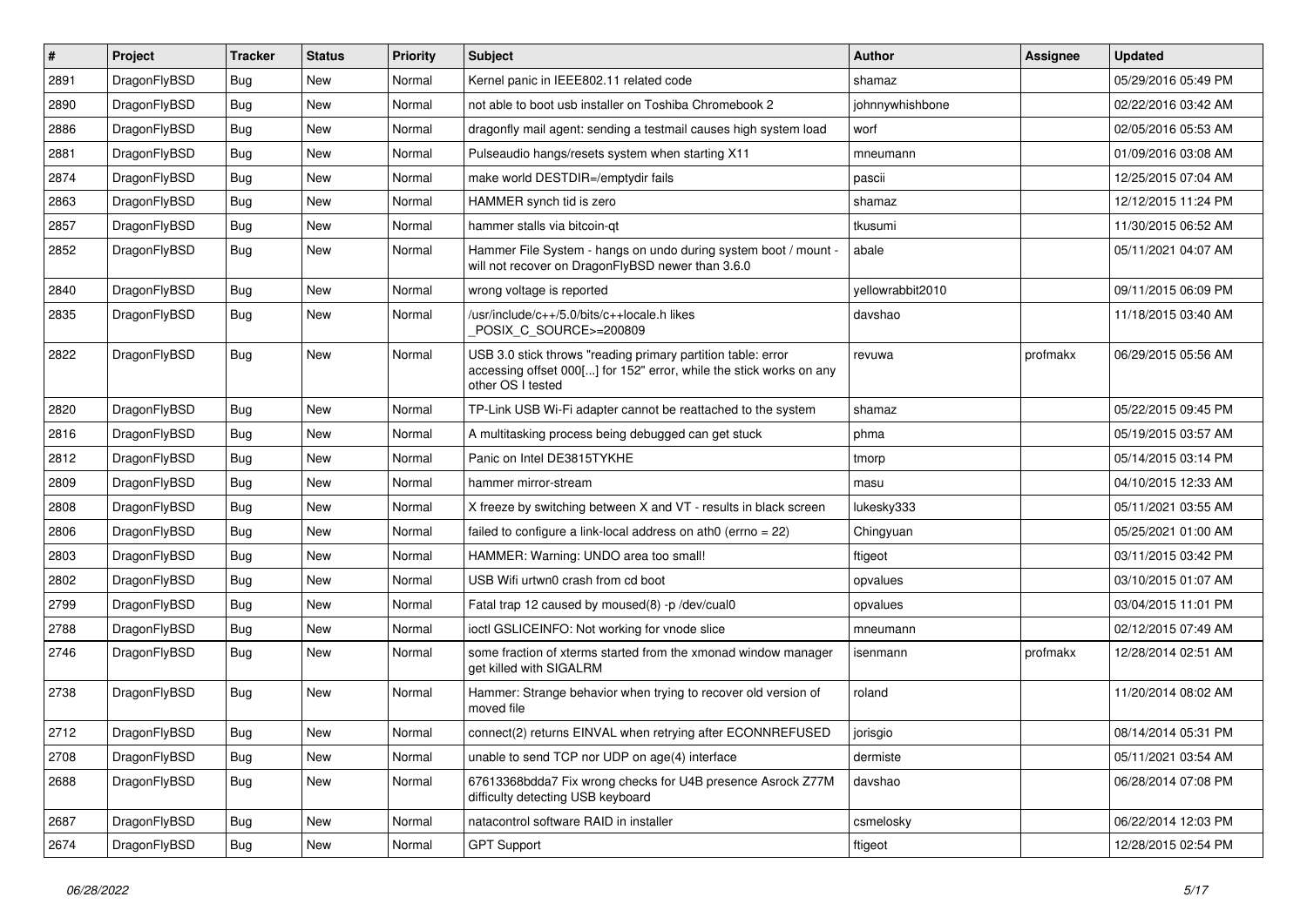| # | Project | Tracker | Status | Priority | Subject | Author | Assignee | Updated |
|---|---|---|---|---|---|---|---|---|
| 2891 | DragonFlyBSD | Bug | New | Normal | Kernel panic in IEEE802.11 related code | shamaz | | 05/29/2016 05:49 PM |
| 2890 | DragonFlyBSD | Bug | New | Normal | not able to boot usb installer on Toshiba Chromebook 2 | johnnywhishbone | | 02/22/2016 03:42 AM |
| 2886 | DragonFlyBSD | Bug | New | Normal | dragonfly mail agent: sending a testmail causes high system load | worf | | 02/05/2016 05:53 AM |
| 2881 | DragonFlyBSD | Bug | New | Normal | Pulseaudio hangs/resets system when starting X11 | mneumann | | 01/09/2016 03:08 AM |
| 2874 | DragonFlyBSD | Bug | New | Normal | make world DESTDIR=/emptydir fails | pascii | | 12/25/2015 07:04 AM |
| 2863 | DragonFlyBSD | Bug | New | Normal | HAMMER synch tid is zero | shamaz | | 12/12/2015 11:24 PM |
| 2857 | DragonFlyBSD | Bug | New | Normal | hammer stalls via bitcoin-qt | tkusumi | | 11/30/2015 06:52 AM |
| 2852 | DragonFlyBSD | Bug | New | Normal | Hammer File System - hangs on undo during system boot / mount - will not recover on DragonFlyBSD newer than 3.6.0 | abale | | 05/11/2021 04:07 AM |
| 2840 | DragonFlyBSD | Bug | New | Normal | wrong voltage is reported | yellowrabbit2010 | | 09/11/2015 06:09 PM |
| 2835 | DragonFlyBSD | Bug | New | Normal | /usr/include/c++/5.0/bits/c++locale.h likes _POSIX_C_SOURCE>=200809 | davshao | | 11/18/2015 03:40 AM |
| 2822 | DragonFlyBSD | Bug | New | Normal | USB 3.0 stick throws "reading primary partition table: error accessing offset 000[...] for 152" error, while the stick works on any other OS I tested | revuwa | profmakx | 06/29/2015 05:56 AM |
| 2820 | DragonFlyBSD | Bug | New | Normal | TP-Link USB Wi-Fi adapter cannot be reattached to the system | shamaz | | 05/22/2015 09:45 PM |
| 2816 | DragonFlyBSD | Bug | New | Normal | A multitasking process being debugged can get stuck | phma | | 05/19/2015 03:57 AM |
| 2812 | DragonFlyBSD | Bug | New | Normal | Panic on Intel DE3815TYKHE | tmorp | | 05/14/2015 03:14 PM |
| 2809 | DragonFlyBSD | Bug | New | Normal | hammer mirror-stream | masu | | 04/10/2015 12:33 AM |
| 2808 | DragonFlyBSD | Bug | New | Normal | X freeze by switching between X and VT - results in black screen | lukesky333 | | 05/11/2021 03:55 AM |
| 2806 | DragonFlyBSD | Bug | New | Normal | failed to configure a link-local address on ath0 (errno = 22) | Chingyuan | | 05/25/2021 01:00 AM |
| 2803 | DragonFlyBSD | Bug | New | Normal | HAMMER: Warning: UNDO area too small! | ftigeot | | 03/11/2015 03:42 PM |
| 2802 | DragonFlyBSD | Bug | New | Normal | USB Wifi urtwn0 crash from cd boot | opvalues | | 03/10/2015 01:07 AM |
| 2799 | DragonFlyBSD | Bug | New | Normal | Fatal trap 12 caused by moused(8) -p /dev/cual0 | opvalues | | 03/04/2015 11:01 PM |
| 2788 | DragonFlyBSD | Bug | New | Normal | ioctl GSLICEINFO: Not working for vnode slice | mneumann | | 02/12/2015 07:49 AM |
| 2746 | DragonFlyBSD | Bug | New | Normal | some fraction of xterms started from the xmonad window manager get killed with SIGALRM | isenmann | profmakx | 12/28/2014 02:51 AM |
| 2738 | DragonFlyBSD | Bug | New | Normal | Hammer: Strange behavior when trying to recover old version of moved file | roland | | 11/20/2014 08:02 AM |
| 2712 | DragonFlyBSD | Bug | New | Normal | connect(2) returns EINVAL when retrying after ECONNREFUSED | jorisgio | | 08/14/2014 05:31 PM |
| 2708 | DragonFlyBSD | Bug | New | Normal | unable to send TCP nor UDP on age(4) interface | dermiste | | 05/11/2021 03:54 AM |
| 2688 | DragonFlyBSD | Bug | New | Normal | 67613368bdda7 Fix wrong checks for U4B presence Asrock Z77M difficulty detecting USB keyboard | davshao | | 06/28/2014 07:08 PM |
| 2687 | DragonFlyBSD | Bug | New | Normal | natacontrol software RAID in installer | csmelosky | | 06/22/2014 12:03 PM |
| 2674 | DragonFlyBSD | Bug | New | Normal | GPT Support | ftigeot | | 12/28/2015 02:54 PM |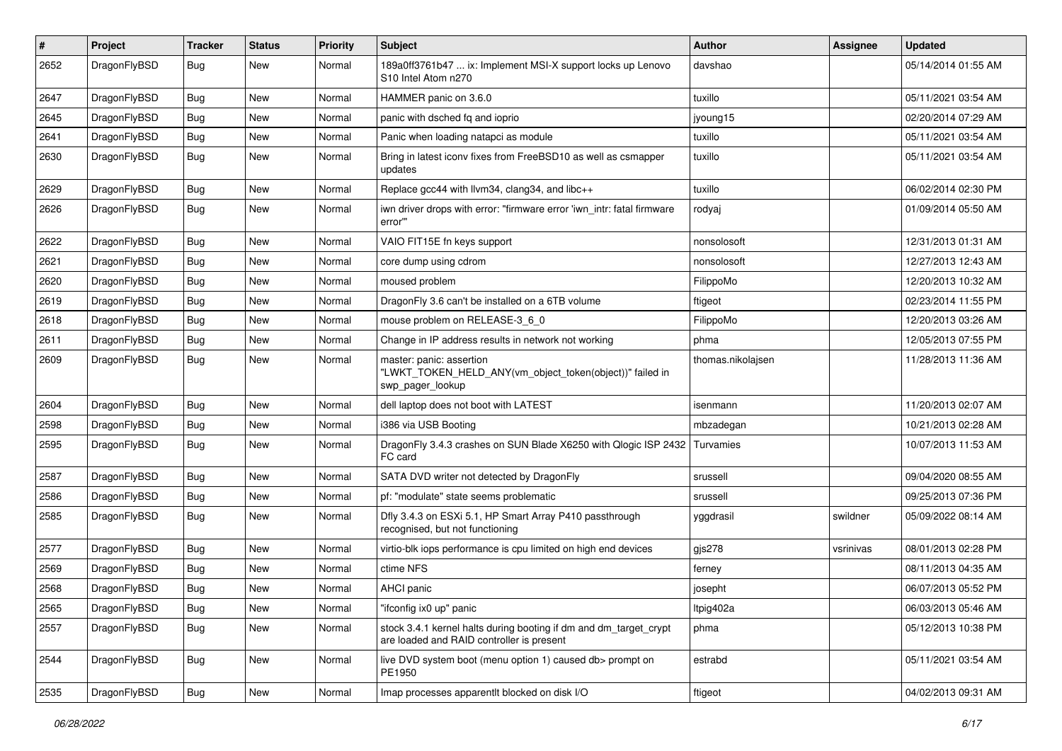| # | Project | Tracker | Status | Priority | Subject | Author | Assignee | Updated |
|---|---|---|---|---|---|---|---|---|
| 2652 | DragonFlyBSD | Bug | New | Normal | 189a0ff3761b47 ... ix: Implement MSI-X support locks up Lenovo S10 Intel Atom n270 | davshao | | 05/14/2014 01:55 AM |
| 2647 | DragonFlyBSD | Bug | New | Normal | HAMMER panic on 3.6.0 | tuxillo | | 05/11/2021 03:54 AM |
| 2645 | DragonFlyBSD | Bug | New | Normal | panic with dsched fq and ioprio | jyoung15 | | 02/20/2014 07:29 AM |
| 2641 | DragonFlyBSD | Bug | New | Normal | Panic when loading natapci as module | tuxillo | | 05/11/2021 03:54 AM |
| 2630 | DragonFlyBSD | Bug | New | Normal | Bring in latest iconv fixes from FreeBSD10 as well as csmapper updates | tuxillo | | 05/11/2021 03:54 AM |
| 2629 | DragonFlyBSD | Bug | New | Normal | Replace gcc44 with llvm34, clang34, and libc++ | tuxillo | | 06/02/2014 02:30 PM |
| 2626 | DragonFlyBSD | Bug | New | Normal | iwn driver drops with error: "firmware error 'iwn_intr: fatal firmware error'" | rodyaj | | 01/09/2014 05:50 AM |
| 2622 | DragonFlyBSD | Bug | New | Normal | VAIO FIT15E fn keys support | nonsolosoft | | 12/31/2013 01:31 AM |
| 2621 | DragonFlyBSD | Bug | New | Normal | core dump using cdrom | nonsolosoft | | 12/27/2013 12:43 AM |
| 2620 | DragonFlyBSD | Bug | New | Normal | moused problem | FilippoMo | | 12/20/2013 10:32 AM |
| 2619 | DragonFlyBSD | Bug | New | Normal | DragonFly 3.6 can't be installed on a 6TB volume | ftigeot | | 02/23/2014 11:55 PM |
| 2618 | DragonFlyBSD | Bug | New | Normal | mouse problem on RELEASE-3_6_0 | FilippoMo | | 12/20/2013 03:26 AM |
| 2611 | DragonFlyBSD | Bug | New | Normal | Change in IP address results in network not working | phma | | 12/05/2013 07:55 PM |
| 2609 | DragonFlyBSD | Bug | New | Normal | master: panic: assertion "LWKT_TOKEN_HELD_ANY(vm_object_token(object))" failed in swp_pager_lookup | thomas.nikolajsen | | 11/28/2013 11:36 AM |
| 2604 | DragonFlyBSD | Bug | New | Normal | dell laptop does not boot with LATEST | isenmann | | 11/20/2013 02:07 AM |
| 2598 | DragonFlyBSD | Bug | New | Normal | i386 via USB Booting | mbzadegan | | 10/21/2013 02:28 AM |
| 2595 | DragonFlyBSD | Bug | New | Normal | DragonFly 3.4.3 crashes on SUN Blade X6250 with Qlogic ISP 2432 FC card | Turvamies | | 10/07/2013 11:53 AM |
| 2587 | DragonFlyBSD | Bug | New | Normal | SATA DVD writer not detected by DragonFly | srussell | | 09/04/2020 08:55 AM |
| 2586 | DragonFlyBSD | Bug | New | Normal | pf: "modulate" state seems problematic | srussell | | 09/25/2013 07:36 PM |
| 2585 | DragonFlyBSD | Bug | New | Normal | Dfly 3.4.3 on ESXi 5.1, HP Smart Array P410 passthrough recognised, but not functioning | yggdrasil | swildner | 05/09/2022 08:14 AM |
| 2577 | DragonFlyBSD | Bug | New | Normal | virtio-blk iops performance is cpu limited on high end devices | gjs278 | vsrinivas | 08/01/2013 02:28 PM |
| 2569 | DragonFlyBSD | Bug | New | Normal | ctime NFS | ferney | | 08/11/2013 04:35 AM |
| 2568 | DragonFlyBSD | Bug | New | Normal | AHCI panic | josepht | | 06/07/2013 05:52 PM |
| 2565 | DragonFlyBSD | Bug | New | Normal | "ifconfig ix0 up" panic | ltpig402a | | 06/03/2013 05:46 AM |
| 2557 | DragonFlyBSD | Bug | New | Normal | stock 3.4.1 kernel halts during booting if dm and dm_target_crypt are loaded and RAID controller is present | phma | | 05/12/2013 10:38 PM |
| 2544 | DragonFlyBSD | Bug | New | Normal | live DVD system boot (menu option 1) caused db> prompt on PE1950 | estrabd | | 05/11/2021 03:54 AM |
| 2535 | DragonFlyBSD | Bug | New | Normal | Imap processes apparentlt blocked on disk I/O | ftigeot | | 04/02/2013 09:31 AM |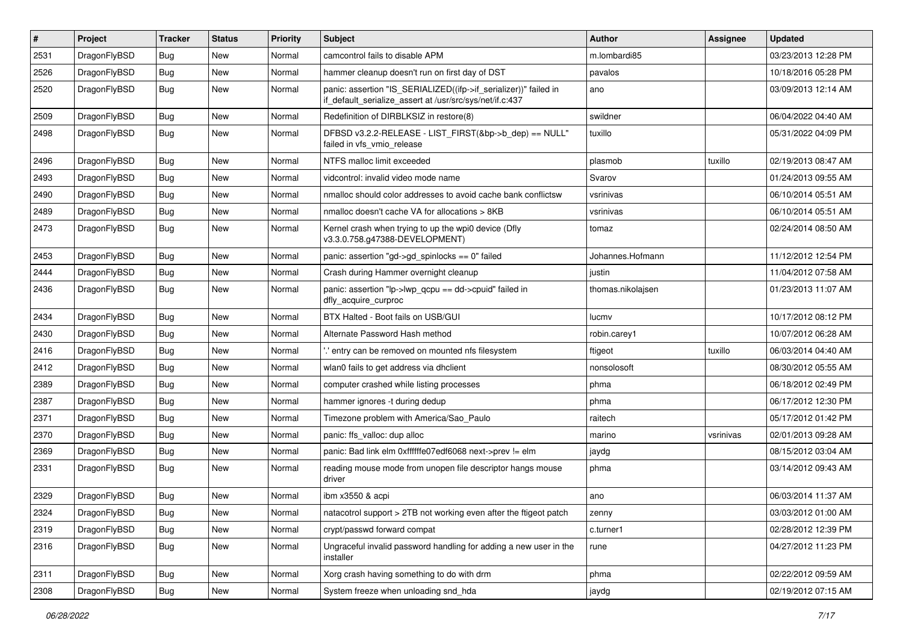| # | Project | Tracker | Status | Priority | Subject | Author | Assignee | Updated |
|---|---|---|---|---|---|---|---|---|
| 2531 | DragonFlyBSD | Bug | New | Normal | camcontrol fails to disable APM | m.lombardi85 | | 03/23/2013 12:28 PM |
| 2526 | DragonFlyBSD | Bug | New | Normal | hammer cleanup doesn't run on first day of DST | pavalos | | 10/18/2016 05:28 PM |
| 2520 | DragonFlyBSD | Bug | New | Normal | panic: assertion "IS_SERIALIZED((ifp->if_serializer))" failed in if_default_serialize_assert at /usr/src/sys/net/if.c:437 | ano | | 03/09/2013 12:14 AM |
| 2509 | DragonFlyBSD | Bug | New | Normal | Redefinition of DIRBLKSIZ in restore(8) | swildner | | 06/04/2022 04:40 AM |
| 2498 | DragonFlyBSD | Bug | New | Normal | DFBSD v3.2.2-RELEASE - LIST_FIRST(&bp->b_dep) == NULL" failed in vfs_vmio_release | tuxillo | | 05/31/2022 04:09 PM |
| 2496 | DragonFlyBSD | Bug | New | Normal | NTFS malloc limit exceeded | plasmob | tuxillo | 02/19/2013 08:47 AM |
| 2493 | DragonFlyBSD | Bug | New | Normal | vidcontrol: invalid video mode name | Svarov | | 01/24/2013 09:55 AM |
| 2490 | DragonFlyBSD | Bug | New | Normal | nmalloc should color addresses to avoid cache bank conflictsw | vsrinivas | | 06/10/2014 05:51 AM |
| 2489 | DragonFlyBSD | Bug | New | Normal | nmalloc doesn't cache VA for allocations > 8KB | vsrinivas | | 06/10/2014 05:51 AM |
| 2473 | DragonFlyBSD | Bug | New | Normal | Kernel crash when trying to up the wpi0 device (Dfly v3.3.0.758.g47388-DEVELOPMENT) | tomaz | | 02/24/2014 08:50 AM |
| 2453 | DragonFlyBSD | Bug | New | Normal | panic: assertion "gd->gd_spinlocks == 0" failed | Johannes.Hofmann | | 11/12/2012 12:54 PM |
| 2444 | DragonFlyBSD | Bug | New | Normal | Crash during Hammer overnight cleanup | justin | | 11/04/2012 07:58 AM |
| 2436 | DragonFlyBSD | Bug | New | Normal | panic: assertion "lp->lwp_qcpu == dd->cpuid" failed in dfly_acquire_curproc | thomas.nikolajsen | | 01/23/2013 11:07 AM |
| 2434 | DragonFlyBSD | Bug | New | Normal | BTX Halted - Boot fails on USB/GUI | lucmv | | 10/17/2012 08:12 PM |
| 2430 | DragonFlyBSD | Bug | New | Normal | Alternate Password Hash method | robin.carey1 | | 10/07/2012 06:28 AM |
| 2416 | DragonFlyBSD | Bug | New | Normal | '.' entry can be removed on mounted nfs filesystem | ftigeot | tuxillo | 06/03/2014 04:40 AM |
| 2412 | DragonFlyBSD | Bug | New | Normal | wlan0 fails to get address via dhclient | nonsolosoft | | 08/30/2012 05:55 AM |
| 2389 | DragonFlyBSD | Bug | New | Normal | computer crashed while listing processes | phma | | 06/18/2012 02:49 PM |
| 2387 | DragonFlyBSD | Bug | New | Normal | hammer ignores -t during dedup | phma | | 06/17/2012 12:30 PM |
| 2371 | DragonFlyBSD | Bug | New | Normal | Timezone problem with America/Sao_Paulo | raitech | | 05/17/2012 01:42 PM |
| 2370 | DragonFlyBSD | Bug | New | Normal | panic: ffs_valloc: dup alloc | marino | vsrinivas | 02/01/2013 09:28 AM |
| 2369 | DragonFlyBSD | Bug | New | Normal | panic: Bad link elm 0xffffffe07edf6068 next->prev != elm | jaydg | | 08/15/2012 03:04 AM |
| 2331 | DragonFlyBSD | Bug | New | Normal | reading mouse mode from unopen file descriptor hangs mouse driver | phma | | 03/14/2012 09:43 AM |
| 2329 | DragonFlyBSD | Bug | New | Normal | ibm x3550 & acpi | ano | | 06/03/2014 11:37 AM |
| 2324 | DragonFlyBSD | Bug | New | Normal | natacotrol support > 2TB not working even after the ftigeot patch | zenny | | 03/03/2012 01:00 AM |
| 2319 | DragonFlyBSD | Bug | New | Normal | crypt/passwd forward compat | c.turner1 | | 02/28/2012 12:39 PM |
| 2316 | DragonFlyBSD | Bug | New | Normal | Ungraceful invalid password handling for adding a new user in the installer | rune | | 04/27/2012 11:23 PM |
| 2311 | DragonFlyBSD | Bug | New | Normal | Xorg crash having something to do with drm | phma | | 02/22/2012 09:59 AM |
| 2308 | DragonFlyBSD | Bug | New | Normal | System freeze when unloading snd_hda | jaydg | | 02/19/2012 07:15 AM |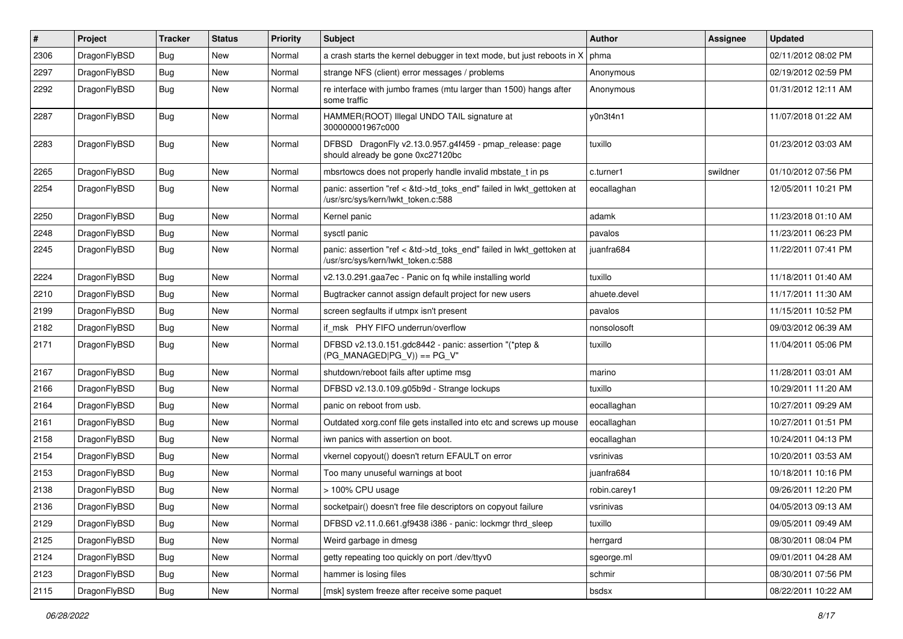| # | Project | Tracker | Status | Priority | Subject | Author | Assignee | Updated |
|---|---|---|---|---|---|---|---|---|
| 2306 | DragonFlyBSD | Bug | New | Normal | a crash starts the kernel debugger in text mode, but just reboots in X | phma | | 02/11/2012 08:02 PM |
| 2297 | DragonFlyBSD | Bug | New | Normal | strange NFS (client) error messages / problems | Anonymous | | 02/19/2012 02:59 PM |
| 2292 | DragonFlyBSD | Bug | New | Normal | re interface with jumbo frames (mtu larger than 1500) hangs after some traffic | Anonymous | | 01/31/2012 12:11 AM |
| 2287 | DragonFlyBSD | Bug | New | Normal | HAMMER(ROOT) Illegal UNDO TAIL signature at 300000001967c000 | y0n3t4n1 | | 11/07/2018 01:22 AM |
| 2283 | DragonFlyBSD | Bug | New | Normal | DFBSD DragonFly v2.13.0.957.g4f459 - pmap_release: page should already be gone 0xc27120bc | tuxillo | | 01/23/2012 03:03 AM |
| 2265 | DragonFlyBSD | Bug | New | Normal | mbsrtowcs does not properly handle invalid mbstate_t in ps | c.turner1 | swildner | 01/10/2012 07:56 PM |
| 2254 | DragonFlyBSD | Bug | New | Normal | panic: assertion "ref < &td->td_toks_end" failed in lwkt_gettoken at /usr/src/sys/kern/lwkt_token.c:588 | eocallaghan | | 12/05/2011 10:21 PM |
| 2250 | DragonFlyBSD | Bug | New | Normal | Kernel panic | adamk | | 11/23/2018 01:10 AM |
| 2248 | DragonFlyBSD | Bug | New | Normal | sysctl panic | pavalos | | 11/23/2011 06:23 PM |
| 2245 | DragonFlyBSD | Bug | New | Normal | panic: assertion "ref < &td->td_toks_end" failed in lwkt_gettoken at /usr/src/sys/kern/lwkt_token.c:588 | juanfra684 | | 11/22/2011 07:41 PM |
| 2224 | DragonFlyBSD | Bug | New | Normal | v2.13.0.291.gaa7ec - Panic on fq while installing world | tuxillo | | 11/18/2011 01:40 AM |
| 2210 | DragonFlyBSD | Bug | New | Normal | Bugtracker cannot assign default project for new users | ahuete.devel | | 11/17/2011 11:30 AM |
| 2199 | DragonFlyBSD | Bug | New | Normal | screen segfaults if utmpx isn't present | pavalos | | 11/15/2011 10:52 PM |
| 2182 | DragonFlyBSD | Bug | New | Normal | if_msk PHY FIFO underrun/overflow | nonsolosoft | | 09/03/2012 06:39 AM |
| 2171 | DragonFlyBSD | Bug | New | Normal | DFBSD v2.13.0.151.gdc8442 - panic: assertion "(*ptep & (PG_MANAGED\|PG_V)) == PG_V" | tuxillo | | 11/04/2011 05:06 PM |
| 2167 | DragonFlyBSD | Bug | New | Normal | shutdown/reboot fails after uptime msg | marino | | 11/28/2011 03:01 AM |
| 2166 | DragonFlyBSD | Bug | New | Normal | DFBSD v2.13.0.109.g05b9d - Strange lockups | tuxillo | | 10/29/2011 11:20 AM |
| 2164 | DragonFlyBSD | Bug | New | Normal | panic on reboot from usb. | eocallaghan | | 10/27/2011 09:29 AM |
| 2161 | DragonFlyBSD | Bug | New | Normal | Outdated xorg.conf file gets installed into etc and screws up mouse | eocallaghan | | 10/27/2011 01:51 PM |
| 2158 | DragonFlyBSD | Bug | New | Normal | iwn panics with assertion on boot. | eocallaghan | | 10/24/2011 04:13 PM |
| 2154 | DragonFlyBSD | Bug | New | Normal | vkernel copyout() doesn't return EFAULT on error | vsrinivas | | 10/20/2011 03:53 AM |
| 2153 | DragonFlyBSD | Bug | New | Normal | Too many unuseful warnings at boot | juanfra684 | | 10/18/2011 10:16 PM |
| 2138 | DragonFlyBSD | Bug | New | Normal | > 100% CPU usage | robin.carey1 | | 09/26/2011 12:20 PM |
| 2136 | DragonFlyBSD | Bug | New | Normal | socketpair() doesn't free file descriptors on copyout failure | vsrinivas | | 04/05/2013 09:13 AM |
| 2129 | DragonFlyBSD | Bug | New | Normal | DFBSD v2.11.0.661.gf9438 i386 - panic: lockmgr thrd_sleep | tuxillo | | 09/05/2011 09:49 AM |
| 2125 | DragonFlyBSD | Bug | New | Normal | Weird garbage in dmesg | herrgard | | 08/30/2011 08:04 PM |
| 2124 | DragonFlyBSD | Bug | New | Normal | getty repeating too quickly on port /dev/ttyv0 | sgeorge.ml | | 09/01/2011 04:28 AM |
| 2123 | DragonFlyBSD | Bug | New | Normal | hammer is losing files | schmir | | 08/30/2011 07:56 PM |
| 2115 | DragonFlyBSD | Bug | New | Normal | [msk] system freeze after receive some paquet | bsdsx | | 08/22/2011 10:22 AM |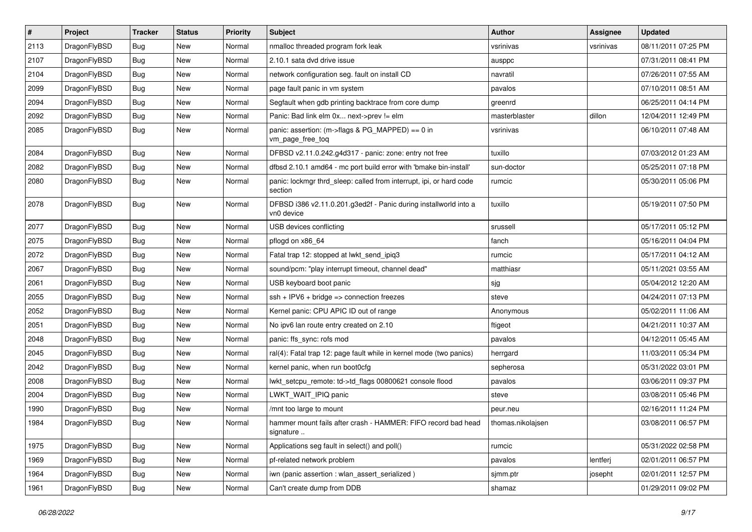| # | Project | Tracker | Status | Priority | Subject | Author | Assignee | Updated |
|---|---|---|---|---|---|---|---|---|
| 2113 | DragonFlyBSD | Bug | New | Normal | nmalloc threaded program fork leak | vsrinivas | vsrinivas | 08/11/2011 07:25 PM |
| 2107 | DragonFlyBSD | Bug | New | Normal | 2.10.1 sata dvd drive issue | ausppc | | 07/31/2011 08:41 PM |
| 2104 | DragonFlyBSD | Bug | New | Normal | network configuration seg. fault on install CD | navratil | | 07/26/2011 07:55 AM |
| 2099 | DragonFlyBSD | Bug | New | Normal | page fault panic in vm system | pavalos | | 07/10/2011 08:51 AM |
| 2094 | DragonFlyBSD | Bug | New | Normal | Segfault when gdb printing backtrace from core dump | greenrd | | 06/25/2011 04:14 PM |
| 2092 | DragonFlyBSD | Bug | New | Normal | Panic: Bad link elm 0x... next->prev != elm | masterblaster | dillon | 12/04/2011 12:49 PM |
| 2085 | DragonFlyBSD | Bug | New | Normal | panic: assertion: (m->flags & PG_MAPPED) == 0 in vm_page_free_toq | vsrinivas | | 06/10/2011 07:48 AM |
| 2084 | DragonFlyBSD | Bug | New | Normal | DFBSD v2.11.0.242.g4d317 - panic: zone: entry not free | tuxillo | | 07/03/2012 01:23 AM |
| 2082 | DragonFlyBSD | Bug | New | Normal | dfbsd 2.10.1 amd64 - mc port build error with 'bmake bin-install' | sun-doctor | | 05/25/2011 07:18 PM |
| 2080 | DragonFlyBSD | Bug | New | Normal | panic: lockmgr thrd_sleep: called from interrupt, ipi, or hard code section | rumcic | | 05/30/2011 05:06 PM |
| 2078 | DragonFlyBSD | Bug | New | Normal | DFBSD i386 v2.11.0.201.g3ed2f - Panic during installworld into a vn0 device | tuxillo | | 05/19/2011 07:50 PM |
| 2077 | DragonFlyBSD | Bug | New | Normal | USB devices conflicting | srussell | | 05/17/2011 05:12 PM |
| 2075 | DragonFlyBSD | Bug | New | Normal | pflogd on x86_64 | fanch | | 05/16/2011 04:04 PM |
| 2072 | DragonFlyBSD | Bug | New | Normal | Fatal trap 12: stopped at lwkt_send_ipiq3 | rumcic | | 05/17/2011 04:12 AM |
| 2067 | DragonFlyBSD | Bug | New | Normal | sound/pcm: "play interrupt timeout, channel dead" | matthiasr | | 05/11/2021 03:55 AM |
| 2061 | DragonFlyBSD | Bug | New | Normal | USB keyboard boot panic | sjg | | 05/04/2012 12:20 AM |
| 2055 | DragonFlyBSD | Bug | New | Normal | ssh + IPV6 + bridge => connection freezes | steve | | 04/24/2011 07:13 PM |
| 2052 | DragonFlyBSD | Bug | New | Normal | Kernel panic: CPU APIC ID out of range | Anonymous | | 05/02/2011 11:06 AM |
| 2051 | DragonFlyBSD | Bug | New | Normal | No ipv6 lan route entry created on 2.10 | ftigeot | | 04/21/2011 10:37 AM |
| 2048 | DragonFlyBSD | Bug | New | Normal | panic: ffs_sync: rofs mod | pavalos | | 04/12/2011 05:45 AM |
| 2045 | DragonFlyBSD | Bug | New | Normal | ral(4): Fatal trap 12: page fault while in kernel mode (two panics) | herrgard | | 11/03/2011 05:34 PM |
| 2042 | DragonFlyBSD | Bug | New | Normal | kernel panic, when run boot0cfg | sepherosa | | 05/31/2022 03:01 PM |
| 2008 | DragonFlyBSD | Bug | New | Normal | lwkt_setcpu_remote: td->td_flags 00800621 console flood | pavalos | | 03/06/2011 09:37 PM |
| 2004 | DragonFlyBSD | Bug | New | Normal | LWKT_WAIT_IPIQ panic | steve | | 03/08/2011 05:46 PM |
| 1990 | DragonFlyBSD | Bug | New | Normal | /mnt too large to mount | peur.neu | | 02/16/2011 11:24 PM |
| 1984 | DragonFlyBSD | Bug | New | Normal | hammer mount fails after crash - HAMMER: FIFO record bad head signature .. | thomas.nikolajsen | | 03/08/2011 06:57 PM |
| 1975 | DragonFlyBSD | Bug | New | Normal | Applications seg fault in select() and poll() | rumcic | | 05/31/2022 02:58 PM |
| 1969 | DragonFlyBSD | Bug | New | Normal | pf-related network problem | pavalos | lentferj | 02/01/2011 06:57 PM |
| 1964 | DragonFlyBSD | Bug | New | Normal | iwn (panic assertion : wlan_assert_serialized ) | sjmm.ptr | josepht | 02/01/2011 12:57 PM |
| 1961 | DragonFlyBSD | Bug | New | Normal | Can't create dump from DDB | shamaz | | 01/29/2011 09:02 PM |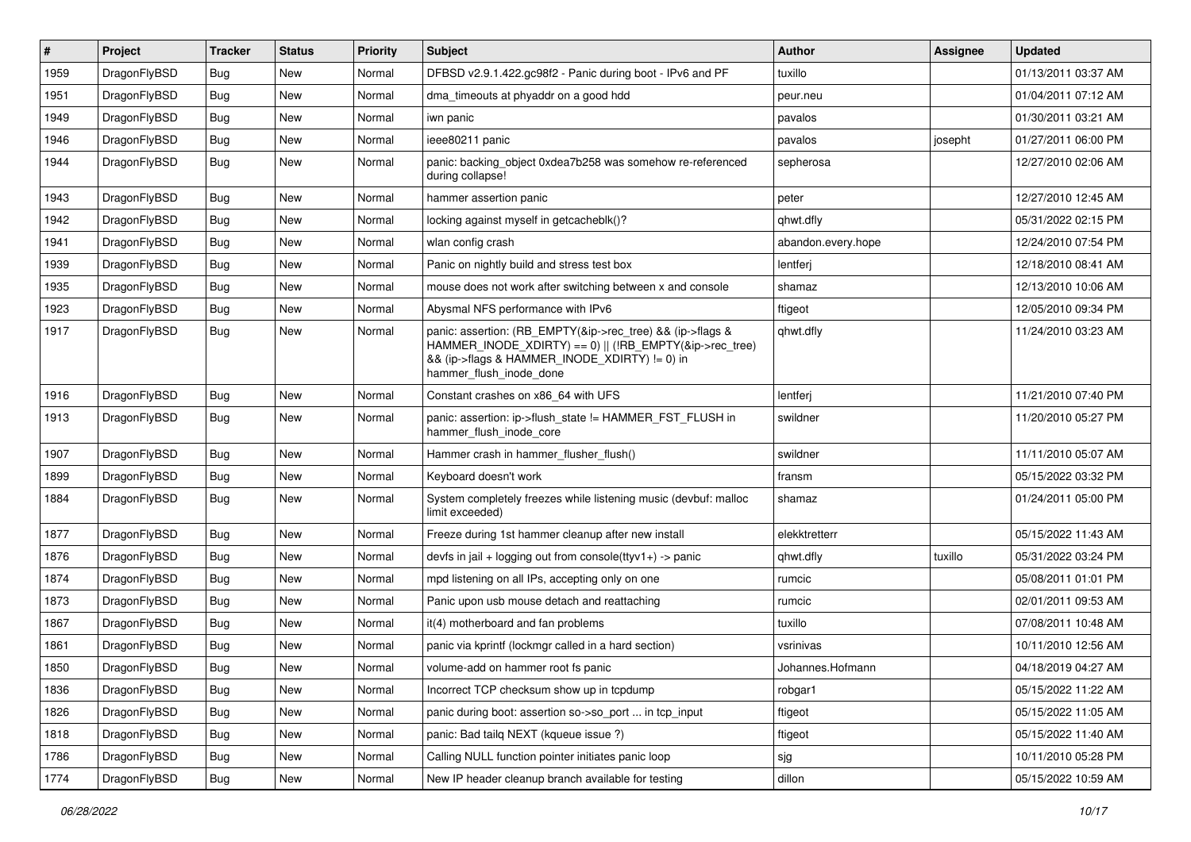| # | Project | Tracker | Status | Priority | Subject | Author | Assignee | Updated |
|---|---|---|---|---|---|---|---|---|
| 1959 | DragonFlyBSD | Bug | New | Normal | DFBSD v2.9.1.422.gc98f2 - Panic during boot - IPv6 and PF | tuxillo | | 01/13/2011 03:37 AM |
| 1951 | DragonFlyBSD | Bug | New | Normal | dma_timeouts at phyaddr on a good hdd | peur.neu | | 01/04/2011 07:12 AM |
| 1949 | DragonFlyBSD | Bug | New | Normal | iwn panic | pavalos | | 01/30/2011 03:21 AM |
| 1946 | DragonFlyBSD | Bug | New | Normal | ieee80211 panic | pavalos | josepht | 01/27/2011 06:00 PM |
| 1944 | DragonFlyBSD | Bug | New | Normal | panic: backing_object 0xdea7b258 was somehow re-referenced during collapse! | sepherosa | | 12/27/2010 02:06 AM |
| 1943 | DragonFlyBSD | Bug | New | Normal | hammer assertion panic | peter | | 12/27/2010 12:45 AM |
| 1942 | DragonFlyBSD | Bug | New | Normal | locking against myself in getcacheblk()? | qhwt.dfly | | 05/31/2022 02:15 PM |
| 1941 | DragonFlyBSD | Bug | New | Normal | wlan config crash | abandon.every.hope | | 12/24/2010 07:54 PM |
| 1939 | DragonFlyBSD | Bug | New | Normal | Panic on nightly build and stress test box | lentferj | | 12/18/2010 08:41 AM |
| 1935 | DragonFlyBSD | Bug | New | Normal | mouse does not work after switching between x and console | shamaz | | 12/13/2010 10:06 AM |
| 1923 | DragonFlyBSD | Bug | New | Normal | Abysmal NFS performance with IPv6 | ftigeot | | 12/05/2010 09:34 PM |
| 1917 | DragonFlyBSD | Bug | New | Normal | panic: assertion: (RB_EMPTY(&ip->rec_tree) && (ip->flags & HAMMER_INODE_XDIRTY) == 0) \|\| (!RB_EMPTY(&ip->rec_tree) && (ip->flags & HAMMER_INODE_XDIRTY) != 0) in hammer_flush_inode_done | qhwt.dfly | | 11/24/2010 03:23 AM |
| 1916 | DragonFlyBSD | Bug | New | Normal | Constant crashes on x86_64 with UFS | lentferj | | 11/21/2010 07:40 PM |
| 1913 | DragonFlyBSD | Bug | New | Normal | panic: assertion: ip->flush_state != HAMMER_FST_FLUSH in hammer_flush_inode_core | swildner | | 11/20/2010 05:27 PM |
| 1907 | DragonFlyBSD | Bug | New | Normal | Hammer crash in hammer_flusher_flush() | swildner | | 11/11/2010 05:07 AM |
| 1899 | DragonFlyBSD | Bug | New | Normal | Keyboard doesn't work | fransm | | 05/15/2022 03:32 PM |
| 1884 | DragonFlyBSD | Bug | New | Normal | System completely freezes while listening music (devbuf: malloc limit exceeded) | shamaz | | 01/24/2011 05:00 PM |
| 1877 | DragonFlyBSD | Bug | New | Normal | Freeze during 1st hammer cleanup after new install | elekktretterr | | 05/15/2022 11:43 AM |
| 1876 | DragonFlyBSD | Bug | New | Normal | devfs in jail + logging out from console(ttyv1+) -> panic | qhwt.dfly | tuxillo | 05/31/2022 03:24 PM |
| 1874 | DragonFlyBSD | Bug | New | Normal | mpd listening on all IPs, accepting only on one | rumcic | | 05/08/2011 01:01 PM |
| 1873 | DragonFlyBSD | Bug | New | Normal | Panic upon usb mouse detach and reattaching | rumcic | | 02/01/2011 09:53 AM |
| 1867 | DragonFlyBSD | Bug | New | Normal | it(4) motherboard and fan problems | tuxillo | | 07/08/2011 10:48 AM |
| 1861 | DragonFlyBSD | Bug | New | Normal | panic via kprintf (lockmgr called in a hard section) | vsrinivas | | 10/11/2010 12:56 AM |
| 1850 | DragonFlyBSD | Bug | New | Normal | volume-add on hammer root fs panic | Johannes.Hofmann | | 04/18/2019 04:27 AM |
| 1836 | DragonFlyBSD | Bug | New | Normal | Incorrect TCP checksum show up in tcpdump | robgar1 | | 05/15/2022 11:22 AM |
| 1826 | DragonFlyBSD | Bug | New | Normal | panic during boot: assertion so->so_port ... in tcp_input | ftigeot | | 05/15/2022 11:05 AM |
| 1818 | DragonFlyBSD | Bug | New | Normal | panic: Bad tailq NEXT (kqueue issue ?) | ftigeot | | 05/15/2022 11:40 AM |
| 1786 | DragonFlyBSD | Bug | New | Normal | Calling NULL function pointer initiates panic loop | sjg | | 10/11/2010 05:28 PM |
| 1774 | DragonFlyBSD | Bug | New | Normal | New IP header cleanup branch available for testing | dillon | | 05/15/2022 10:59 AM |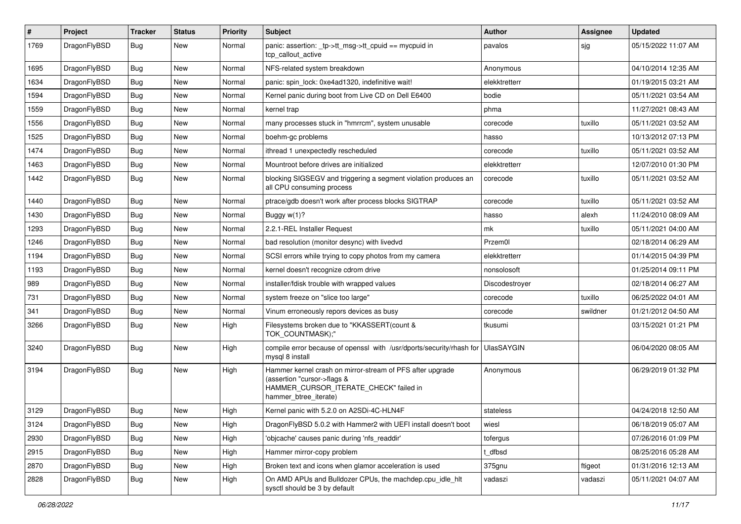| # | Project | Tracker | Status | Priority | Subject | Author | Assignee | Updated |
|---|---|---|---|---|---|---|---|---|
| 1769 | DragonFlyBSD | Bug | New | Normal | panic: assertion: _tp->tt_msg->tt_cpuid == mycpuid in tcp_callout_active | pavalos | sjg | 05/15/2022 11:07 AM |
| 1695 | DragonFlyBSD | Bug | New | Normal | NFS-related system breakdown | Anonymous | | 04/10/2014 12:35 AM |
| 1634 | DragonFlyBSD | Bug | New | Normal | panic: spin_lock: 0xe4ad1320, indefinitive wait! | elekktretterr | | 01/19/2015 03:21 AM |
| 1594 | DragonFlyBSD | Bug | New | Normal | Kernel panic during boot from Live CD on Dell E6400 | bodie | | 05/11/2021 03:54 AM |
| 1559 | DragonFlyBSD | Bug | New | Normal | kernel trap | phma | | 11/27/2021 08:43 AM |
| 1556 | DragonFlyBSD | Bug | New | Normal | many processes stuck in "hmrrcm", system unusable | corecode | tuxillo | 05/11/2021 03:52 AM |
| 1525 | DragonFlyBSD | Bug | New | Normal | boehm-gc problems | hasso | | 10/13/2012 07:13 PM |
| 1474 | DragonFlyBSD | Bug | New | Normal | ithread 1 unexpectedly rescheduled | corecode | tuxillo | 05/11/2021 03:52 AM |
| 1463 | DragonFlyBSD | Bug | New | Normal | Mountroot before drives are initialized | elekktretterr | | 12/07/2010 01:30 PM |
| 1442 | DragonFlyBSD | Bug | New | Normal | blocking SIGSEGV and triggering a segment violation produces an all CPU consuming process | corecode | tuxillo | 05/11/2021 03:52 AM |
| 1440 | DragonFlyBSD | Bug | New | Normal | ptrace/gdb doesn't work after process blocks SIGTRAP | corecode | tuxillo | 05/11/2021 03:52 AM |
| 1430 | DragonFlyBSD | Bug | New | Normal | Buggy w(1)? | hasso | alexh | 11/24/2010 08:09 AM |
| 1293 | DragonFlyBSD | Bug | New | Normal | 2.2.1-REL Installer Request | mk | tuxillo | 05/11/2021 04:00 AM |
| 1246 | DragonFlyBSD | Bug | New | Normal | bad resolution (monitor desync) with livedvd | Przem0l | | 02/18/2014 06:29 AM |
| 1194 | DragonFlyBSD | Bug | New | Normal | SCSI errors while trying to copy photos from my camera | elekktretterr | | 01/14/2015 04:39 PM |
| 1193 | DragonFlyBSD | Bug | New | Normal | kernel doesn't recognize cdrom drive | nonsolosoft | | 01/25/2014 09:11 PM |
| 989 | DragonFlyBSD | Bug | New | Normal | installer/fdisk trouble with wrapped values | Discodestroyer | | 02/18/2014 06:27 AM |
| 731 | DragonFlyBSD | Bug | New | Normal | system freeze on "slice too large" | corecode | tuxillo | 06/25/2022 04:01 AM |
| 341 | DragonFlyBSD | Bug | New | Normal | Vinum erroneously repors devices as busy | corecode | swildner | 01/21/2012 04:50 AM |
| 3266 | DragonFlyBSD | Bug | New | High | Filesystems broken due to "KKASSERT(count & TOK_COUNTMASK);" | tkusumi | | 03/15/2021 01:21 PM |
| 3240 | DragonFlyBSD | Bug | New | High | compile error because of openssl with /usr/dports/security/rhash for mysql 8 install | UlasSAYGIN | | 06/04/2020 08:05 AM |
| 3194 | DragonFlyBSD | Bug | New | High | Hammer kernel crash on mirror-stream of PFS after upgrade (assertion "cursor->flags & HAMMER_CURSOR_ITERATE_CHECK" failed in hammer_btree_iterate) | Anonymous | | 06/29/2019 01:32 PM |
| 3129 | DragonFlyBSD | Bug | New | High | Kernel panic with 5.2.0 on A2SDi-4C-HLN4F | stateless | | 04/24/2018 12:50 AM |
| 3124 | DragonFlyBSD | Bug | New | High | DragonFlyBSD 5.0.2 with Hammer2 with UEFI install doesn't boot | wiesl | | 06/18/2019 05:07 AM |
| 2930 | DragonFlyBSD | Bug | New | High | 'objcache' causes panic during 'nfs_readdir' | tofergus | | 07/26/2016 01:09 PM |
| 2915 | DragonFlyBSD | Bug | New | High | Hammer mirror-copy problem | t_dfbsd | | 08/25/2016 05:28 AM |
| 2870 | DragonFlyBSD | Bug | New | High | Broken text and icons when glamor acceleration is used | 375gnu | ftigeot | 01/31/2016 12:13 AM |
| 2828 | DragonFlyBSD | Bug | New | High | On AMD APUs and Bulldozer CPUs, the machdep.cpu_idle_hlt sysctl should be 3 by default | vadaszi | vadaszi | 05/11/2021 04:07 AM |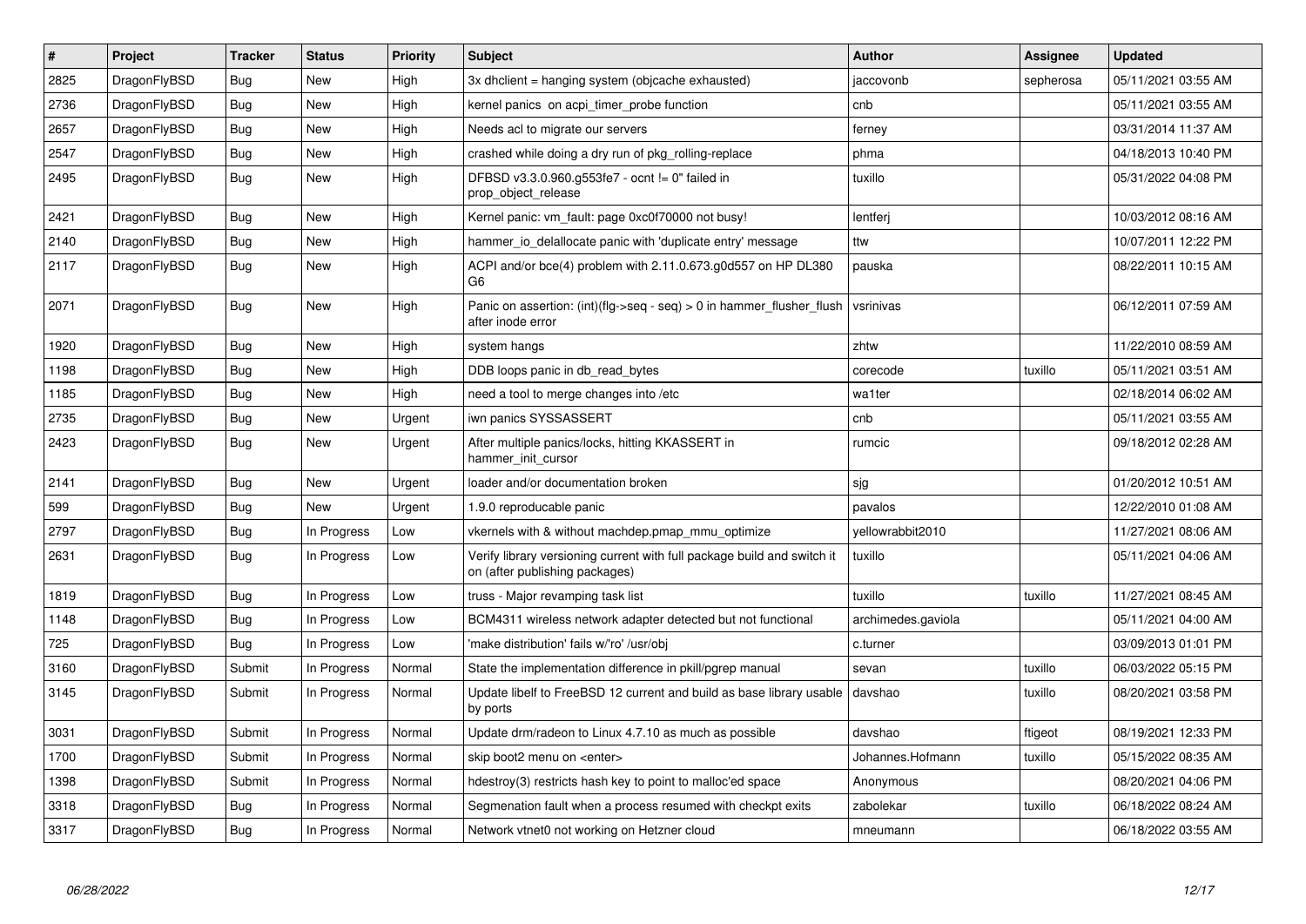| # | Project | Tracker | Status | Priority | Subject | Author | Assignee | Updated |
|---|---|---|---|---|---|---|---|---|
| 2825 | DragonFlyBSD | Bug | New | High | 3x dhclient = hanging system (objcache exhausted) | jaccovonb | sepherosa | 05/11/2021 03:55 AM |
| 2736 | DragonFlyBSD | Bug | New | High | kernel panics on acpi_timer_probe function | cnb | | 05/11/2021 03:55 AM |
| 2657 | DragonFlyBSD | Bug | New | High | Needs acl to migrate our servers | ferney | | 03/31/2014 11:37 AM |
| 2547 | DragonFlyBSD | Bug | New | High | crashed while doing a dry run of pkg_rolling-replace | phma | | 04/18/2013 10:40 PM |
| 2495 | DragonFlyBSD | Bug | New | High | DFBSD v3.3.0.960.g553fe7 - ocnt != 0" failed in prop_object_release | tuxillo | | 05/31/2022 04:08 PM |
| 2421 | DragonFlyBSD | Bug | New | High | Kernel panic: vm_fault: page 0xc0f70000 not busy! | lentferj | | 10/03/2012 08:16 AM |
| 2140 | DragonFlyBSD | Bug | New | High | hammer_io_delallocate panic with 'duplicate entry' message | ttw | | 10/07/2011 12:22 PM |
| 2117 | DragonFlyBSD | Bug | New | High | ACPI and/or bce(4) problem with 2.11.0.673.g0d557 on HP DL380 G6 | pauska | | 08/22/2011 10:15 AM |
| 2071 | DragonFlyBSD | Bug | New | High | Panic on assertion: (int)(flg->seq - seq) > 0 in hammer_flusher_flush after inode error | vsrinivas | | 06/12/2011 07:59 AM |
| 1920 | DragonFlyBSD | Bug | New | High | system hangs | zhtw | | 11/22/2010 08:59 AM |
| 1198 | DragonFlyBSD | Bug | New | High | DDB loops panic in db_read_bytes | corecode | tuxillo | 05/11/2021 03:51 AM |
| 1185 | DragonFlyBSD | Bug | New | High | need a tool to merge changes into /etc | wa1ter | | 02/18/2014 06:02 AM |
| 2735 | DragonFlyBSD | Bug | New | Urgent | iwn panics SYSSASSERT | cnb | | 05/11/2021 03:55 AM |
| 2423 | DragonFlyBSD | Bug | New | Urgent | After multiple panics/locks, hitting KKASSERT in hammer_init_cursor | rumcic | | 09/18/2012 02:28 AM |
| 2141 | DragonFlyBSD | Bug | New | Urgent | loader and/or documentation broken | sjg | | 01/20/2012 10:51 AM |
| 599 | DragonFlyBSD | Bug | New | Urgent | 1.9.0 reproducable panic | pavalos | | 12/22/2010 01:08 AM |
| 2797 | DragonFlyBSD | Bug | In Progress | Low | vkernels with & without machdep.pmap_mmu_optimize | yellowrabbit2010 | | 11/27/2021 08:06 AM |
| 2631 | DragonFlyBSD | Bug | In Progress | Low | Verify library versioning current with full package build and switch it on (after publishing packages) | tuxillo | | 05/11/2021 04:06 AM |
| 1819 | DragonFlyBSD | Bug | In Progress | Low | truss - Major revamping task list | tuxillo | tuxillo | 11/27/2021 08:45 AM |
| 1148 | DragonFlyBSD | Bug | In Progress | Low | BCM4311 wireless network adapter detected but not functional | archimedes.gaviola | | 05/11/2021 04:00 AM |
| 725 | DragonFlyBSD | Bug | In Progress | Low | 'make distribution' fails w/'ro' /usr/obj | c.turner | | 03/09/2013 01:01 PM |
| 3160 | DragonFlyBSD | Submit | In Progress | Normal | State the implementation difference in pkill/pgrep manual | sevan | tuxillo | 06/03/2022 05:15 PM |
| 3145 | DragonFlyBSD | Submit | In Progress | Normal | Update libelf to FreeBSD 12 current and build as base library usable by ports | davshao | tuxillo | 08/20/2021 03:58 PM |
| 3031 | DragonFlyBSD | Submit | In Progress | Normal | Update drm/radeon to Linux 4.7.10 as much as possible | davshao | ftigeot | 08/19/2021 12:33 PM |
| 1700 | DragonFlyBSD | Submit | In Progress | Normal | skip boot2 menu on <enter> | Johannes.Hofmann | tuxillo | 05/15/2022 08:35 AM |
| 1398 | DragonFlyBSD | Submit | In Progress | Normal | hdestroy(3) restricts hash key to point to malloc'ed space | Anonymous | | 08/20/2021 04:06 PM |
| 3318 | DragonFlyBSD | Bug | In Progress | Normal | Segmenation fault when a process resumed with checkpt exits | zabolekar | tuxillo | 06/18/2022 08:24 AM |
| 3317 | DragonFlyBSD | Bug | In Progress | Normal | Network vtnet0 not working on Hetzner cloud | mneumann | | 06/18/2022 03:55 AM |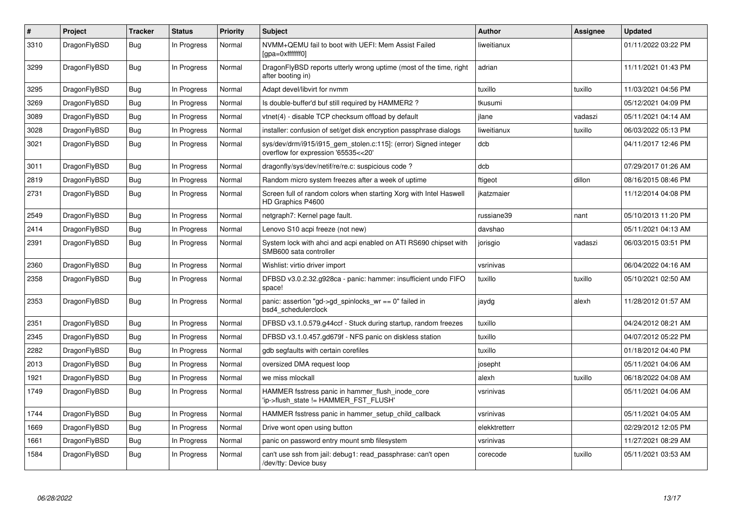| # | Project | Tracker | Status | Priority | Subject | Author | Assignee | Updated |
|---|---|---|---|---|---|---|---|---|
| 3310 | DragonFlyBSD | Bug | In Progress | Normal | NVMM+QEMU fail to boot with UEFI: Mem Assist Failed [gpa=0xfffffff0] | liweitianux | | 01/11/2022 03:22 PM |
| 3299 | DragonFlyBSD | Bug | In Progress | Normal | DragonFlyBSD reports utterly wrong uptime (most of the time, right after booting in) | adrian | | 11/11/2021 01:43 PM |
| 3295 | DragonFlyBSD | Bug | In Progress | Normal | Adapt devel/libvirt for nvmm | tuxillo | tuxillo | 11/03/2021 04:56 PM |
| 3269 | DragonFlyBSD | Bug | In Progress | Normal | Is double-buffer'd buf still required by HAMMER2 ? | tkusumi | | 05/12/2021 04:09 PM |
| 3089 | DragonFlyBSD | Bug | In Progress | Normal | vtnet(4) - disable TCP checksum offload by default | jlane | vadaszi | 05/11/2021 04:14 AM |
| 3028 | DragonFlyBSD | Bug | In Progress | Normal | installer: confusion of set/get disk encryption passphrase dialogs | liweitianux | tuxillo | 06/03/2022 05:13 PM |
| 3021 | DragonFlyBSD | Bug | In Progress | Normal | sys/dev/drm/i915/i915_gem_stolen.c:115]: (error) Signed integer overflow for expression '65535<<20' | dcb | | 04/11/2017 12:46 PM |
| 3011 | DragonFlyBSD | Bug | In Progress | Normal | dragonfly/sys/dev/netif/re/re.c: suspicious code ? | dcb | | 07/29/2017 01:26 AM |
| 2819 | DragonFlyBSD | Bug | In Progress | Normal | Random micro system freezes after a week of uptime | ftigeot | dillon | 08/16/2015 08:46 PM |
| 2731 | DragonFlyBSD | Bug | In Progress | Normal | Screen full of random colors when starting Xorg with Intel Haswell HD Graphics P4600 | jkatzmaier | | 11/12/2014 04:08 PM |
| 2549 | DragonFlyBSD | Bug | In Progress | Normal | netgraph7: Kernel page fault. | russiane39 | nant | 05/10/2013 11:20 PM |
| 2414 | DragonFlyBSD | Bug | In Progress | Normal | Lenovo S10 acpi freeze (not new) | davshao | | 05/11/2021 04:13 AM |
| 2391 | DragonFlyBSD | Bug | In Progress | Normal | System lock with ahci and acpi enabled on ATI RS690 chipset with SMB600 sata controller | jorisgio | vadaszi | 06/03/2015 03:51 PM |
| 2360 | DragonFlyBSD | Bug | In Progress | Normal | Wishlist: virtio driver import | vsrinivas | | 06/04/2022 04:16 AM |
| 2358 | DragonFlyBSD | Bug | In Progress | Normal | DFBSD v3.0.2.32.g928ca - panic: hammer: insufficient undo FIFO space! | tuxillo | tuxillo | 05/10/2021 02:50 AM |
| 2353 | DragonFlyBSD | Bug | In Progress | Normal | panic: assertion "gd->gd_spinlocks_wr == 0" failed in bsd4_schedulerclock | jaydg | alexh | 11/28/2012 01:57 AM |
| 2351 | DragonFlyBSD | Bug | In Progress | Normal | DFBSD v3.1.0.579.g44ccf - Stuck during startup, random freezes | tuxillo | | 04/24/2012 08:21 AM |
| 2345 | DragonFlyBSD | Bug | In Progress | Normal | DFBSD v3.1.0.457.gd679f - NFS panic on diskless station | tuxillo | | 04/07/2012 05:22 PM |
| 2282 | DragonFlyBSD | Bug | In Progress | Normal | gdb segfaults with certain corefiles | tuxillo | | 01/18/2012 04:40 PM |
| 2013 | DragonFlyBSD | Bug | In Progress | Normal | oversized DMA request loop | josepht | | 05/11/2021 04:06 AM |
| 1921 | DragonFlyBSD | Bug | In Progress | Normal | we miss mlockall | alexh | tuxillo | 06/18/2022 04:08 AM |
| 1749 | DragonFlyBSD | Bug | In Progress | Normal | HAMMER fsstress panic in hammer_flush_inode_core 'ip->flush_state != HAMMER_FST_FLUSH' | vsrinivas | | 05/11/2021 04:06 AM |
| 1744 | DragonFlyBSD | Bug | In Progress | Normal | HAMMER fsstress panic in hammer_setup_child_callback | vsrinivas | | 05/11/2021 04:05 AM |
| 1669 | DragonFlyBSD | Bug | In Progress | Normal | Drive wont open using button | elekktretterr | | 02/29/2012 12:05 PM |
| 1661 | DragonFlyBSD | Bug | In Progress | Normal | panic on password entry mount smb filesystem | vsrinivas | | 11/27/2021 08:29 AM |
| 1584 | DragonFlyBSD | Bug | In Progress | Normal | can't use ssh from jail: debug1: read_passphrase: can't open /dev/tty: Device busy | corecode | tuxillo | 05/11/2021 03:53 AM |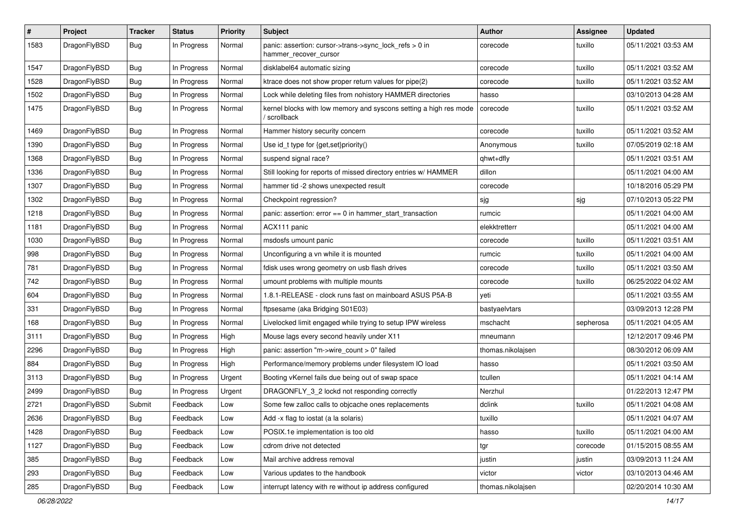| # | Project | Tracker | Status | Priority | Subject | Author | Assignee | Updated |
|---|---|---|---|---|---|---|---|---|
| 1583 | DragonFlyBSD | Bug | In Progress | Normal | panic: assertion: cursor->trans->sync_lock_refs > 0 in hammer_recover_cursor | corecode | tuxillo | 05/11/2021 03:53 AM |
| 1547 | DragonFlyBSD | Bug | In Progress | Normal | disklabel64 automatic sizing | corecode | tuxillo | 05/11/2021 03:52 AM |
| 1528 | DragonFlyBSD | Bug | In Progress | Normal | ktrace does not show proper return values for pipe(2) | corecode | tuxillo | 05/11/2021 03:52 AM |
| 1502 | DragonFlyBSD | Bug | In Progress | Normal | Lock while deleting files from nohistory HAMMER directories | hasso | | 03/10/2013 04:28 AM |
| 1475 | DragonFlyBSD | Bug | In Progress | Normal | kernel blocks with low memory and syscons setting a high res mode / scrollback | corecode | tuxillo | 05/11/2021 03:52 AM |
| 1469 | DragonFlyBSD | Bug | In Progress | Normal | Hammer history security concern | corecode | tuxillo | 05/11/2021 03:52 AM |
| 1390 | DragonFlyBSD | Bug | In Progress | Normal | Use id_t type for {get,set}priority() | Anonymous | tuxillo | 07/05/2019 02:18 AM |
| 1368 | DragonFlyBSD | Bug | In Progress | Normal | suspend signal race? | qhwt+dfly | | 05/11/2021 03:51 AM |
| 1336 | DragonFlyBSD | Bug | In Progress | Normal | Still looking for reports of missed directory entries w/ HAMMER | dillon | | 05/11/2021 04:00 AM |
| 1307 | DragonFlyBSD | Bug | In Progress | Normal | hammer tid -2 shows unexpected result | corecode | | 10/18/2016 05:29 PM |
| 1302 | DragonFlyBSD | Bug | In Progress | Normal | Checkpoint regression? | sjg | sjg | 07/10/2013 05:22 PM |
| 1218 | DragonFlyBSD | Bug | In Progress | Normal | panic: assertion: error == 0 in hammer_start_transaction | rumcic | | 05/11/2021 04:00 AM |
| 1181 | DragonFlyBSD | Bug | In Progress | Normal | ACX111 panic | elekktretterr | | 05/11/2021 04:00 AM |
| 1030 | DragonFlyBSD | Bug | In Progress | Normal | msdosfs umount panic | corecode | tuxillo | 05/11/2021 03:51 AM |
| 998 | DragonFlyBSD | Bug | In Progress | Normal | Unconfiguring a vn while it is mounted | rumcic | tuxillo | 05/11/2021 04:00 AM |
| 781 | DragonFlyBSD | Bug | In Progress | Normal | fdisk uses wrong geometry on usb flash drives | corecode | tuxillo | 05/11/2021 03:50 AM |
| 742 | DragonFlyBSD | Bug | In Progress | Normal | umount problems with multiple mounts | corecode | tuxillo | 06/25/2022 04:02 AM |
| 604 | DragonFlyBSD | Bug | In Progress | Normal | 1.8.1-RELEASE - clock runs fast on mainboard ASUS P5A-B | yeti | | 05/11/2021 03:55 AM |
| 331 | DragonFlyBSD | Bug | In Progress | Normal | ftpsesame (aka Bridging S01E03) | bastyaelvtars | | 03/09/2013 12:28 PM |
| 168 | DragonFlyBSD | Bug | In Progress | Normal | Livelocked limit engaged while trying to setup IPW wireless | mschacht | sepherosa | 05/11/2021 04:05 AM |
| 3111 | DragonFlyBSD | Bug | In Progress | High | Mouse lags every second heavily under X11 | mneumann | | 12/12/2017 09:46 PM |
| 2296 | DragonFlyBSD | Bug | In Progress | High | panic: assertion "m->wire_count > 0" failed | thomas.nikolajsen | | 08/30/2012 06:09 AM |
| 884 | DragonFlyBSD | Bug | In Progress | High | Performance/memory problems under filesystem IO load | hasso | | 05/11/2021 03:50 AM |
| 3113 | DragonFlyBSD | Bug | In Progress | Urgent | Booting vKernel fails due being out of swap space | tcullen | | 05/11/2021 04:14 AM |
| 2499 | DragonFlyBSD | Bug | In Progress | Urgent | DRAGONFLY_3_2 lockd not responding correctly | Nerzhul | | 01/22/2013 12:47 PM |
| 2721 | DragonFlyBSD | Submit | Feedback | Low | Some few zalloc calls to objcache ones replacements | dclink | tuxillo | 05/11/2021 04:08 AM |
| 2636 | DragonFlyBSD | Bug | Feedback | Low | Add -x flag to iostat (a la solaris) | tuxillo | | 05/11/2021 04:07 AM |
| 1428 | DragonFlyBSD | Bug | Feedback | Low | POSIX.1e implementation is too old | hasso | tuxillo | 05/11/2021 04:00 AM |
| 1127 | DragonFlyBSD | Bug | Feedback | Low | cdrom drive not detected | tgr | corecode | 01/15/2015 08:55 AM |
| 385 | DragonFlyBSD | Bug | Feedback | Low | Mail archive address removal | justin | justin | 03/09/2013 11:24 AM |
| 293 | DragonFlyBSD | Bug | Feedback | Low | Various updates to the handbook | victor | victor | 03/10/2013 04:46 AM |
| 285 | DragonFlyBSD | Bug | Feedback | Low | interrupt latency with re without ip address configured | thomas.nikolajsen | | 02/20/2014 10:30 AM |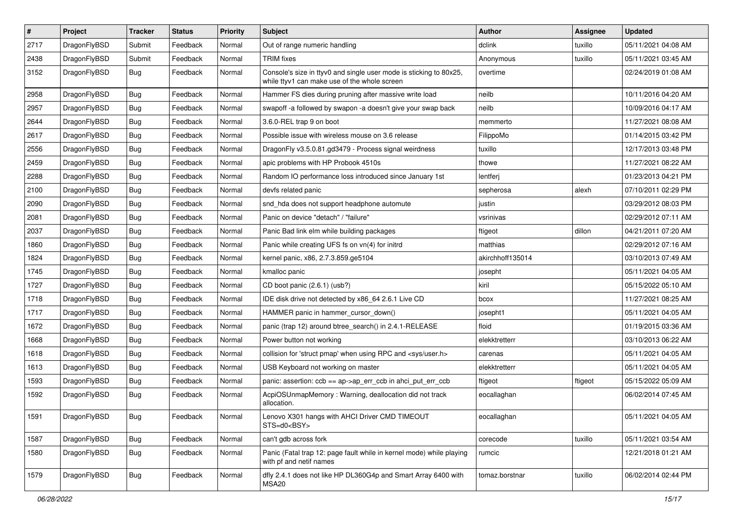| # | Project | Tracker | Status | Priority | Subject | Author | Assignee | Updated |
|---|---|---|---|---|---|---|---|---|
| 2717 | DragonFlyBSD | Submit | Feedback | Normal | Out of range numeric handling | dclink | tuxillo | 05/11/2021 04:08 AM |
| 2438 | DragonFlyBSD | Submit | Feedback | Normal | TRIM fixes | Anonymous | tuxillo | 05/11/2021 03:45 AM |
| 3152 | DragonFlyBSD | Bug | Feedback | Normal | Console's size in ttyv0 and single user mode is sticking to 80x25, while ttyv1 can make use of the whole screen | overtime | | 02/24/2019 01:08 AM |
| 2958 | DragonFlyBSD | Bug | Feedback | Normal | Hammer FS dies during pruning after massive write load | neilb | | 10/11/2016 04:20 AM |
| 2957 | DragonFlyBSD | Bug | Feedback | Normal | swapoff -a followed by swapon -a doesn't give your swap back | neilb | | 10/09/2016 04:17 AM |
| 2644 | DragonFlyBSD | Bug | Feedback | Normal | 3.6.0-REL trap 9 on boot | memmerto | | 11/27/2021 08:08 AM |
| 2617 | DragonFlyBSD | Bug | Feedback | Normal | Possible issue with wireless mouse on 3.6 release | FilippoMo | | 01/14/2015 03:42 PM |
| 2556 | DragonFlyBSD | Bug | Feedback | Normal | DragonFly v3.5.0.81.gd3479 - Process signal weirdness | tuxillo | | 12/17/2013 03:48 PM |
| 2459 | DragonFlyBSD | Bug | Feedback | Normal | apic problems with HP Probook 4510s | thowe | | 11/27/2021 08:22 AM |
| 2288 | DragonFlyBSD | Bug | Feedback | Normal | Random IO performance loss introduced since January 1st | lentferj | | 01/23/2013 04:21 PM |
| 2100 | DragonFlyBSD | Bug | Feedback | Normal | devfs related panic | sepherosa | alexh | 07/10/2011 02:29 PM |
| 2090 | DragonFlyBSD | Bug | Feedback | Normal | snd_hda does not support headphone automute | justin | | 03/29/2012 08:03 PM |
| 2081 | DragonFlyBSD | Bug | Feedback | Normal | Panic on device "detach" / "failure" | vsrinivas | | 02/29/2012 07:11 AM |
| 2037 | DragonFlyBSD | Bug | Feedback | Normal | Panic Bad link elm while building packages | ftigeot | dillon | 04/21/2011 07:20 AM |
| 1860 | DragonFlyBSD | Bug | Feedback | Normal | Panic while creating UFS fs on vn(4) for initrd | matthias | | 02/29/2012 07:16 AM |
| 1824 | DragonFlyBSD | Bug | Feedback | Normal | kernel panic, x86, 2.7.3.859.ge5104 | akirchhoff135014 | | 03/10/2013 07:49 AM |
| 1745 | DragonFlyBSD | Bug | Feedback | Normal | kmalloc panic | josepht | | 05/11/2021 04:05 AM |
| 1727 | DragonFlyBSD | Bug | Feedback | Normal | CD boot panic (2.6.1) (usb?) | kiril | | 05/15/2022 05:10 AM |
| 1718 | DragonFlyBSD | Bug | Feedback | Normal | IDE disk drive not detected by x86_64 2.6.1 Live CD | bcox | | 11/27/2021 08:25 AM |
| 1717 | DragonFlyBSD | Bug | Feedback | Normal | HAMMER panic in hammer_cursor_down() | josepht1 | | 05/11/2021 04:05 AM |
| 1672 | DragonFlyBSD | Bug | Feedback | Normal | panic (trap 12) around btree_search() in 2.4.1-RELEASE | floid | | 01/19/2015 03:36 AM |
| 1668 | DragonFlyBSD | Bug | Feedback | Normal | Power button not working | elekktretterr | | 03/10/2013 06:22 AM |
| 1618 | DragonFlyBSD | Bug | Feedback | Normal | collision for 'struct pmap' when using RPC and <sys/user.h> | carenas | | 05/11/2021 04:05 AM |
| 1613 | DragonFlyBSD | Bug | Feedback | Normal | USB Keyboard not working on master | elekktretterr | | 05/11/2021 04:05 AM |
| 1593 | DragonFlyBSD | Bug | Feedback | Normal | panic: assertion: ccb == ap->ap_err_ccb in ahci_put_err_ccb | ftigeot | ftigeot | 05/15/2022 05:09 AM |
| 1592 | DragonFlyBSD | Bug | Feedback | Normal | AcpiOSUnmapMemory : Warning, deallocation did not track allocation. | eocallaghan | | 06/02/2014 07:45 AM |
| 1591 | DragonFlyBSD | Bug | Feedback | Normal | Lenovo X301 hangs with AHCI Driver CMD TIMEOUT STS=d0<BSY> | eocallaghan | | 05/11/2021 04:05 AM |
| 1587 | DragonFlyBSD | Bug | Feedback | Normal | can't gdb across fork | corecode | tuxillo | 05/11/2021 03:54 AM |
| 1580 | DragonFlyBSD | Bug | Feedback | Normal | Panic (Fatal trap 12: page fault while in kernel mode) while playing with pf and netif names | rumcic | | 12/21/2018 01:21 AM |
| 1579 | DragonFlyBSD | Bug | Feedback | Normal | dfly 2.4.1 does not like HP DL360G4p and Smart Array 6400 with MSA20 | tomaz.borstnar | tuxillo | 06/02/2014 02:44 PM |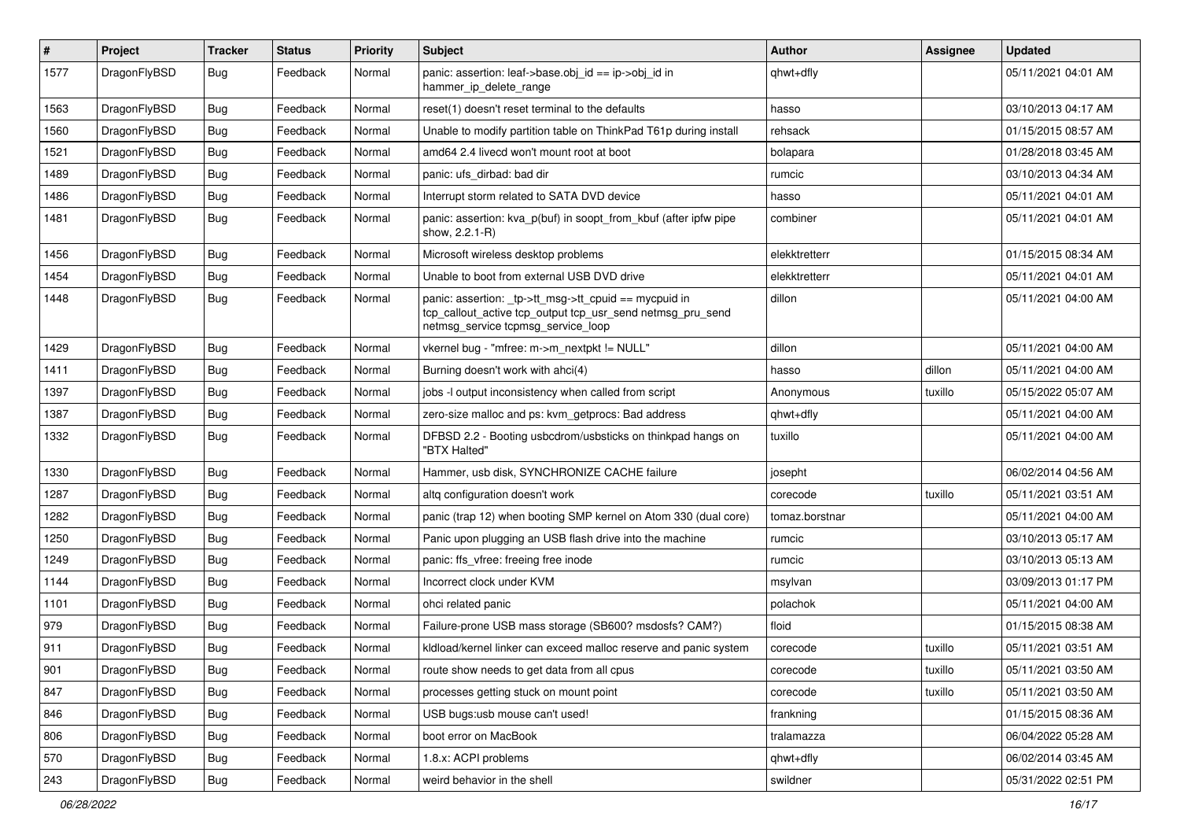| # | Project | Tracker | Status | Priority | Subject | Author | Assignee | Updated |
|---|---|---|---|---|---|---|---|---|
| 1577 | DragonFlyBSD | Bug | Feedback | Normal | panic: assertion: leaf->base.obj_id == ip->obj_id in hammer_ip_delete_range | qhwt+dfly | | 05/11/2021 04:01 AM |
| 1563 | DragonFlyBSD | Bug | Feedback | Normal | reset(1) doesn't reset terminal to the defaults | hasso | | 03/10/2013 04:17 AM |
| 1560 | DragonFlyBSD | Bug | Feedback | Normal | Unable to modify partition table on ThinkPad T61p during install | rehsack | | 01/15/2015 08:57 AM |
| 1521 | DragonFlyBSD | Bug | Feedback | Normal | amd64 2.4 livecd won't mount root at boot | bolapara | | 01/28/2018 03:45 AM |
| 1489 | DragonFlyBSD | Bug | Feedback | Normal | panic: ufs_dirbad: bad dir | rumcic | | 03/10/2013 04:34 AM |
| 1486 | DragonFlyBSD | Bug | Feedback | Normal | Interrupt storm related to SATA DVD device | hasso | | 05/11/2021 04:01 AM |
| 1481 | DragonFlyBSD | Bug | Feedback | Normal | panic: assertion: kva_p(buf) in soopt_from_kbuf (after ipfw pipe show, 2.2.1-R) | combiner | | 05/11/2021 04:01 AM |
| 1456 | DragonFlyBSD | Bug | Feedback | Normal | Microsoft wireless desktop problems | elekktretterr | | 01/15/2015 08:34 AM |
| 1454 | DragonFlyBSD | Bug | Feedback | Normal | Unable to boot from external USB DVD drive | elekktretterr | | 05/11/2021 04:01 AM |
| 1448 | DragonFlyBSD | Bug | Feedback | Normal | panic: assertion: _tp->tt_msg->tt_cpuid == mycpuid in tcp_callout_active tcp_output tcp_usr_send netmsg_pru_send netmsg_service tcpmsg_service_loop | dillon | | 05/11/2021 04:00 AM |
| 1429 | DragonFlyBSD | Bug | Feedback | Normal | vkernel bug - "mfree: m->m_nextpkt != NULL" | dillon | | 05/11/2021 04:00 AM |
| 1411 | DragonFlyBSD | Bug | Feedback | Normal | Burning doesn't work with ahci(4) | hasso | dillon | 05/11/2021 04:00 AM |
| 1397 | DragonFlyBSD | Bug | Feedback | Normal | jobs -l output inconsistency when called from script | Anonymous | tuxillo | 05/15/2022 05:07 AM |
| 1387 | DragonFlyBSD | Bug | Feedback | Normal | zero-size malloc and ps: kvm_getprocs: Bad address | qhwt+dfly | | 05/11/2021 04:00 AM |
| 1332 | DragonFlyBSD | Bug | Feedback | Normal | DFBSD 2.2 - Booting usbcdrom/usbsticks on thinkpad hangs on "BTX Halted" | tuxillo | | 05/11/2021 04:00 AM |
| 1330 | DragonFlyBSD | Bug | Feedback | Normal | Hammer, usb disk, SYNCHRONIZE CACHE failure | josepht | | 06/02/2014 04:56 AM |
| 1287 | DragonFlyBSD | Bug | Feedback | Normal | altq configuration doesn't work | corecode | tuxillo | 05/11/2021 03:51 AM |
| 1282 | DragonFlyBSD | Bug | Feedback | Normal | panic (trap 12) when booting SMP kernel on Atom 330 (dual core) | tomaz.borstnar | | 05/11/2021 04:00 AM |
| 1250 | DragonFlyBSD | Bug | Feedback | Normal | Panic upon plugging an USB flash drive into the machine | rumcic | | 03/10/2013 05:17 AM |
| 1249 | DragonFlyBSD | Bug | Feedback | Normal | panic: ffs_vfree: freeing free inode | rumcic | | 03/10/2013 05:13 AM |
| 1144 | DragonFlyBSD | Bug | Feedback | Normal | Incorrect clock under KVM | msylvan | | 03/09/2013 01:17 PM |
| 1101 | DragonFlyBSD | Bug | Feedback | Normal | ohci related panic | polachok | | 05/11/2021 04:00 AM |
| 979 | DragonFlyBSD | Bug | Feedback | Normal | Failure-prone USB mass storage (SB600? msdosfs? CAM?) | floid | | 01/15/2015 08:38 AM |
| 911 | DragonFlyBSD | Bug | Feedback | Normal | kldload/kernel linker can exceed malloc reserve and panic system | corecode | tuxillo | 05/11/2021 03:51 AM |
| 901 | DragonFlyBSD | Bug | Feedback | Normal | route show needs to get data from all cpus | corecode | tuxillo | 05/11/2021 03:50 AM |
| 847 | DragonFlyBSD | Bug | Feedback | Normal | processes getting stuck on mount point | corecode | tuxillo | 05/11/2021 03:50 AM |
| 846 | DragonFlyBSD | Bug | Feedback | Normal | USB bugs:usb mouse can't used! | frankning | | 01/15/2015 08:36 AM |
| 806 | DragonFlyBSD | Bug | Feedback | Normal | boot error on MacBook | tralamazza | | 06/04/2022 05:28 AM |
| 570 | DragonFlyBSD | Bug | Feedback | Normal | 1.8.x: ACPI problems | qhwt+dfly | | 06/02/2014 03:45 AM |
| 243 | DragonFlyBSD | Bug | Feedback | Normal | weird behavior in the shell | swildner | | 05/31/2022 02:51 PM |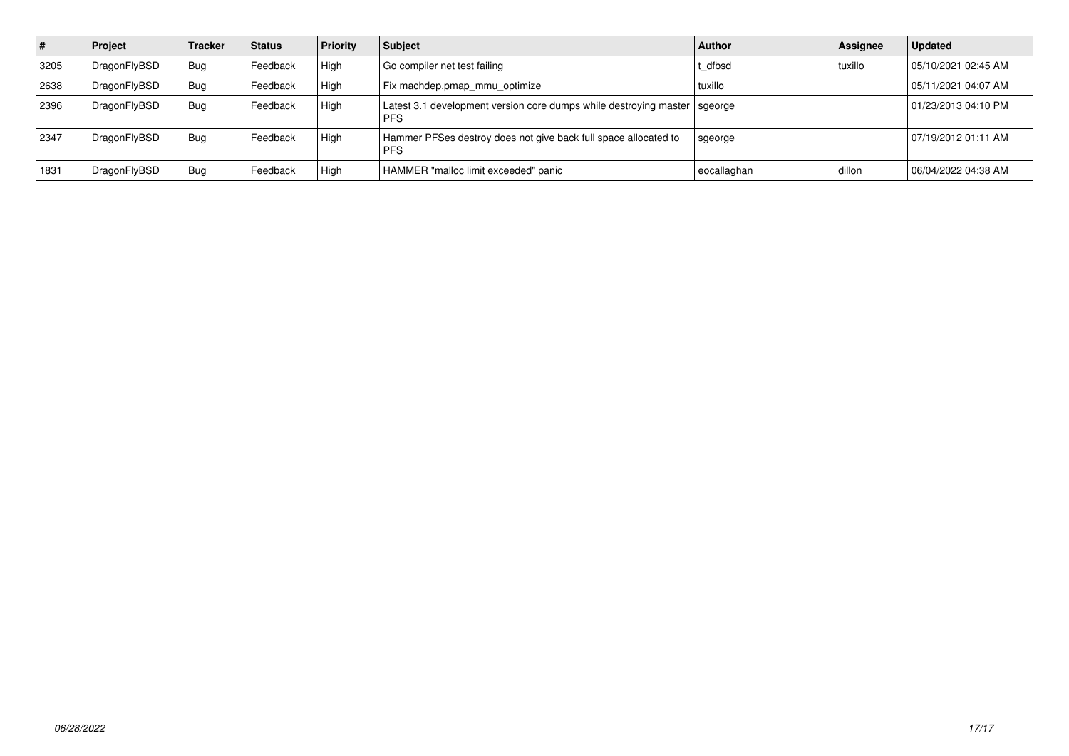| # | Project | Tracker | Status | Priority | Subject | Author | Assignee | Updated |
|---|---|---|---|---|---|---|---|---|
| 3205 | DragonFlyBSD | Bug | Feedback | High | Go compiler net test failing | t_dfbsd | tuxillo | 05/10/2021 02:45 AM |
| 2638 | DragonFlyBSD | Bug | Feedback | High | Fix machdep.pmap_mmu_optimize | tuxillo | | 05/11/2021 04:07 AM |
| 2396 | DragonFlyBSD | Bug | Feedback | High | Latest 3.1 development version core dumps while destroying master PFS | sgeorge | | 01/23/2013 04:10 PM |
| 2347 | DragonFlyBSD | Bug | Feedback | High | Hammer PFSes destroy does not give back full space allocated to PFS | sgeorge | | 07/19/2012 01:11 AM |
| 1831 | DragonFlyBSD | Bug | Feedback | High | HAMMER "malloc limit exceeded" panic | eocallaghan | dillon | 06/04/2022 04:38 AM |